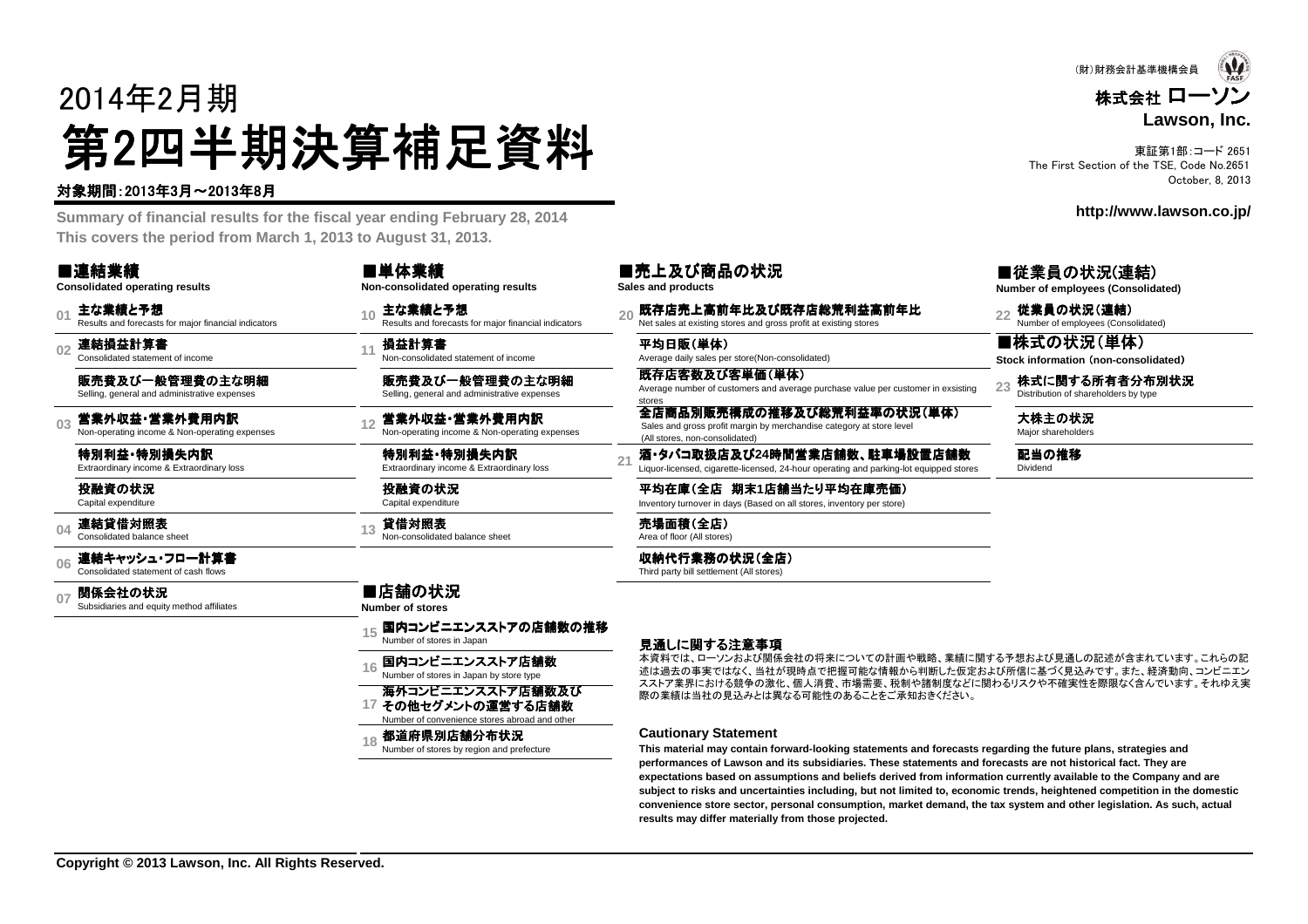（財）財務会計基準機構会員

株式会社 ローソン
**Lawson, Inc.**

東証第1部：コード 2651
The First Section of the TSE, Code No.2651
October, 8, 2013

http://www.lawson.co.jp/

# 2014年2月期
# 第2四半期決算補足資料

対象期間：2013年3月～2013年8月

**Summary of financial results for the fiscal year ending February 28, 2014**
**This covers the period from March 1, 2013 to August 31, 2013.**

## ■連結業績
**Consolidated operating results**

- 01 主な業績と予想 — Results and forecasts for major financial indicators
- 02 連結損益計算書 — Consolidated statement of income
  - 販売費及び一般管理費の主な明細 — Selling, general and administrative expenses
- 03 営業外収益・営業外費用内訳 — Non-operating income & Non-operating expenses
  - 特別利益・特別損失内訳 — Extraordinary income & Extraordinary loss
  - 投融資の状況 — Capital expenditure
- 04 連結貸借対照表 — Consolidated balance sheet
- 06 連結キャッシュ・フロー計算書 — Consolidated statement of cash flows
- 07 関係会社の状況 — Subsidiaries and equity method affiliates

## ■単体業績
**Non-consolidated operating results**

- 10 主な業績と予想 — Results and forecasts for major financial indicators
- 11 損益計算書 — Non-consolidated statement of income
  - 販売費及び一般管理費の主な明細 — Selling, general and administrative expenses
- 12 営業外収益・営業外費用内訳 — Non-operating income & Non-operating expenses
  - 特別利益・特別損失内訳 — Extraordinary income & Extraordinary loss
  - 投融資の状況 — Capital expenditure
- 13 貸借対照表 — Non-consolidated balance sheet

## ■店舗の状況
**Number of stores**

- 15 国内コンビニエンスストアの店舗数の推移 — Number of stores in Japan
- 16 国内コンビニエンスストア店舗数 — Number of stores in Japan by store type
- 17 海外コンビニエンスストア店舗数及びその他セグメントの運営する店舗数 — Number of convenience stores abroad and other
- 18 都道府県別店舗分布状況 — Number of stores by region and prefecture

## ■売上及び商品の状況
**Sales and products**

- 20 既存店売上高前年比及び既存店総荒利益高前年比 — Net sales at existing stores and gross profit at existing stores
  - 平均日販（単体） — Average daily sales per store(Non-consolidated)
  - 既存店客数及び客単価（単体） — Average number of customers and average purchase value per customer in exsisting stores
  - 全店商品別販売構成の推移及び総荒利益率の状況（単体） — Sales and gross profit margin by merchandise category at store level (All stores, non-consolidated)
- 21 酒・タバコ取扱店及び24時間営業店舗数、駐車場設置店舗数 — Liquor-licensed, cigarette-licensed, 24-hour operating and parking-lot equipped stores
  - 平均在庫（全店　期末1店舗当たり平均在庫売価） — Inventory turnover in days (Based on all stores, inventory per store)
  - 売場面積（全店） — Area of floor (All stores)
  - 収納代行業務の状況（全店） — Third party bill settlement (All stores)

## ■従業員の状況(連結)
**Number of employees (Consolidated)**

- 22 従業員の状況（連結） — Number of employees (Consolidated)

## ■株式の状況（単体）
**Stock information (non-consolidated)**

- 23 株式に関する所有者分布別状況 — Distribution of shareholders by type
  - 大株主の状況 — Major shareholders
  - 配当の推移 — Dividend

### 見通しに関する注意事項

本資料では、ローソンおよび関係会社の将来についての計画や戦略、業績に関する予想および見通しの記述が含まれています。これらの記述は過去の事実ではなく、当社が現時点で把握可能な情報から判断した仮定および所信に基づく見込みです。また、経済動向、コンビニエンスストア業界における競争の激化、個人消費、市場需要、税制や諸制度などに関わるリスクや不確実性を際限なく含んでいます。それゆえ実際の業績は当社の見込みとは異なる可能性のあることをご承知おきください。

### Cautionary Statement

**This material may contain forward-looking statements and forecasts regarding the future plans, strategies and performances of Lawson and its subsidiaries. These statements and forecasts are not historical fact. They are expectations based on assumptions and beliefs derived from information currently available to the Company and are subject to risks and uncertainties including, but not limited to, economic trends, heightened competition in the domestic convenience store sector, personal consumption, market demand, the tax system and other legislation. As such, actual results may differ materially from those projected.**

**Copyright © 2013 Lawson, Inc. All Rights Reserved.**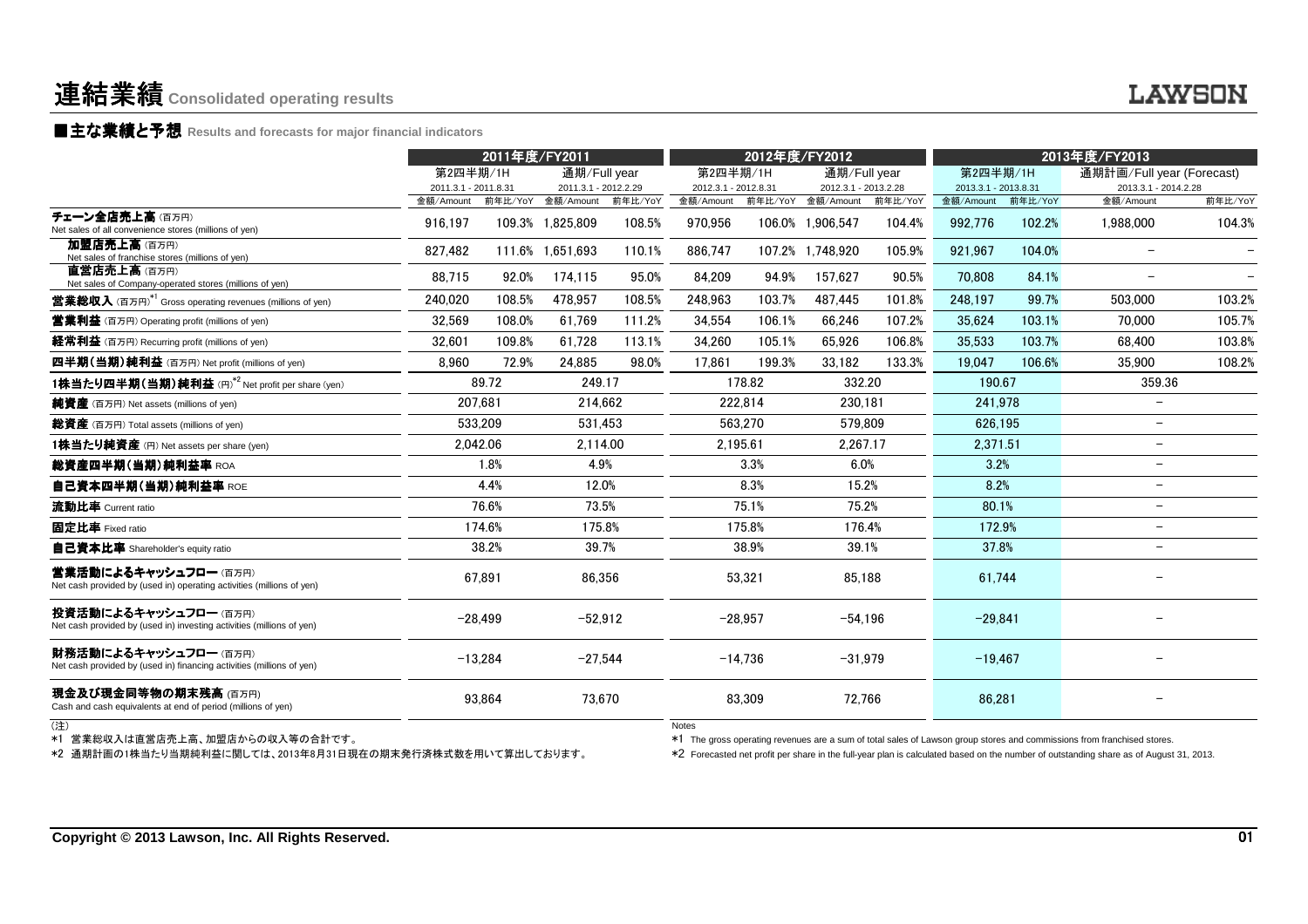# 連結業績 Consolidated operating results

## ■主な業績と予想 Results and forecasts for major financial indicators

| | 2011年度/FY2011 | | | | 2012年度/FY2012 | | | | 2013年度/FY2013 | | | |
|---|---|---|---|---|---|---|---|---|---|---|---|---|
| | 第2四半期/1H 2011.3.1 - 2011.8.31 | | 通期/Full year 2011.3.1 - 2012.2.29 | | 第2四半期/1H 2012.3.1 - 2012.8.31 | | 通期/Full year 2012.3.1 - 2013.2.28 | | 第2四半期/1H 2013.3.1 - 2013.8.31 | | 通期計画/Full year (Forecast) 2013.3.1 - 2014.2.28 | |
| | 金額/Amount | 前年比/YoY | 金額/Amount | 前年比/YoY | 金額/Amount | 前年比/YoY | 金額/Amount | 前年比/YoY | 金額/Amount | 前年比/YoY | 金額/Amount | 前年比/YoY |
| チェーン全店売上高 (百万円) Net sales of all convenience stores (millions of yen) | 916,197 | 109.3% | 1,825,809 | 108.5% | 970,956 | 106.0% | 1,906,547 | 104.4% | 992,776 | 102.2% | 1,988,000 | 104.3% |
| 加盟店売上高 (百万円) Net sales of franchise stores (millions of yen) | 827,482 | 111.6% | 1,651,693 | 110.1% | 886,747 | 107.2% | 1,748,920 | 105.9% | 921,967 | 104.0% | − | − |
| 直営店売上高 (百万円) Net sales of Company-operated stores (millions of yen) | 88,715 | 92.0% | 174,115 | 95.0% | 84,209 | 94.9% | 157,627 | 90.5% | 70,808 | 84.1% | − | − |
| 営業総収入 (百万円)*1 Gross operating revenues (millions of yen) | 240,020 | 108.5% | 478,957 | 108.5% | 248,963 | 103.7% | 487,445 | 101.8% | 248,197 | 99.7% | 503,000 | 103.2% |
| 営業利益 (百万円) Operating profit (millions of yen) | 32,569 | 108.0% | 61,769 | 111.2% | 34,554 | 106.1% | 66,246 | 107.2% | 35,624 | 103.1% | 70,000 | 105.7% |
| 経常利益 (百万円) Recurring profit (millions of yen) | 32,601 | 109.8% | 61,728 | 113.1% | 34,260 | 105.1% | 65,926 | 106.8% | 35,533 | 103.7% | 68,400 | 103.8% |
| 四半期(当期)純利益 (百万円) Net profit (millions of yen) | 8,960 | 72.9% | 24,885 | 98.0% | 17,861 | 199.3% | 33,182 | 133.3% | 19,047 | 106.6% | 35,900 | 108.2% |
| 1株当たり四半期(当期)純利益 (円)*2 Net profit per share (yen) | 89.72 | | 249.17 | | 178.82 | | 332.20 | | 190.67 | | 359.36 | |
| 純資産 (百万円) Net assets (millions of yen) | 207,681 | | 214,662 | | 222,814 | | 230,181 | | 241,978 | | − | |
| 総資産 (百万円) Total assets (millions of yen) | 533,209 | | 531,453 | | 563,270 | | 579,809 | | 626,195 | | − | |
| 1株当たり純資産 (円) Net assets per share (yen) | 2,042.06 | | 2,114.00 | | 2,195.61 | | 2,267.17 | | 2,371.51 | | − | |
| 総資産四半期(当期)純利益率 ROA | 1.8% | | 4.9% | | 3.3% | | 6.0% | | 3.2% | | − | |
| 自己資本四半期(当期)純利益率 ROE | 4.4% | | 12.0% | | 8.3% | | 15.2% | | 8.2% | | − | |
| 流動比率 Current ratio | 76.6% | | 73.5% | | 75.1% | | 75.2% | | 80.1% | | − | |
| 固定比率 Fixed ratio | 174.6% | | 175.8% | | 175.8% | | 176.4% | | 172.9% | | − | |
| 自己資本比率 Shareholder's equity ratio | 38.2% | | 39.7% | | 38.9% | | 39.1% | | 37.8% | | − | |
| 営業活動によるキャッシュフロー (百万円) Net cash provided by (used in) operating activities (millions of yen) | 67,891 | | 86,356 | | 53,321 | | 85,188 | | 61,744 | | − | |
| 投資活動によるキャッシュフロー (百万円) Net cash provided by (used in) investing activities (millions of yen) | −28,499 | | −52,912 | | −28,957 | | −54,196 | | −29,841 | | − | |
| 財務活動によるキャッシュフロー (百万円) Net cash provided by (used in) financing activities (millions of yen) | −13,284 | | −27,544 | | −14,736 | | −31,979 | | −19,467 | | − | |
| 現金及び現金同等物の期末残高 (百万円) Cash and cash equivalents at end of period (millions of yen) | 93,864 | | 73,670 | | 83,309 | | 72,766 | | 86,281 | | − | |

(注)

*1 営業総収入は直営店売上高、加盟店からの収入等の合計です。

*2 通期計画の1株当たり当期純利益に関しては、2013年8月31日現在の期末発行済株式数を用いて算出しております。

Notes

*1 The gross operating revenues are a sum of total sales of Lawson group stores and commissions from franchised stores.

*2 Forecasted net profit per share in the full-year plan is calculated based on the number of outstanding share as of August 31, 2013.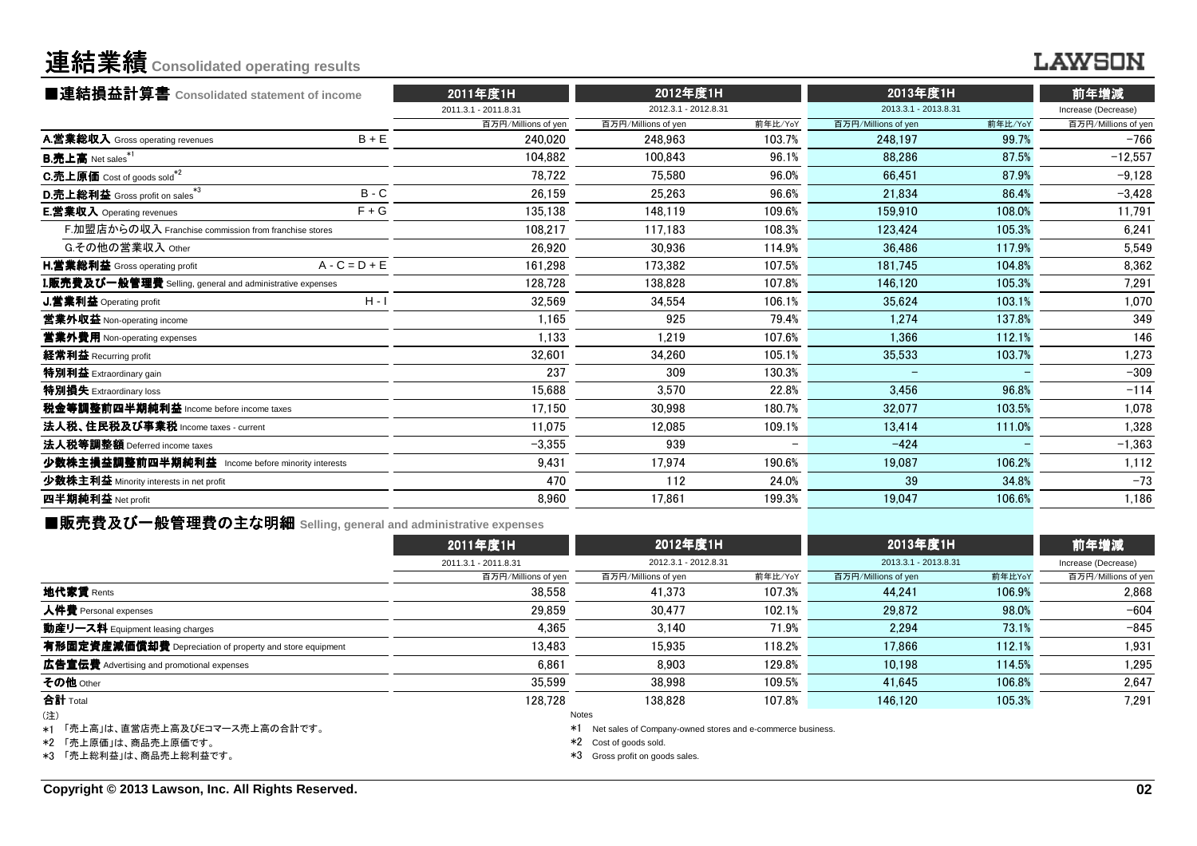# 連結業績 Consolidated operating results

LAWSON

## ■連結損益計算書 Consolidated statement of income

| | | 2011年度1H | 2012年度1H | | 2013年度1H | | 前年増減 |
|---|---|---|---|---|---|---|---|
| | | 2011.3.1 - 2011.8.31 | 2012.3.1 - 2012.8.31 | | 2013.3.1 - 2013.8.31 | | Increase (Decrease) |
| | | 百万円/Millions of yen | 百万円/Millions of yen | 前年比/YoY | 百万円/Millions of yen | 前年比/YoY | 百万円/Millions of yen |
| **A.営業総収入** Gross operating revenues | B + E | 240,020 | 248,963 | 103.7% | 248,197 | 99.7% | −766 |
| **B.売上高** Net sales[*1] | | 104,882 | 100,843 | 96.1% | 88,286 | 87.5% | −12,557 |
| **C.売上原価** Cost of goods sold[*2] | | 78,722 | 75,580 | 96.0% | 66,451 | 87.9% | −9,128 |
| **D.売上総利益** Gross profit on sales[*3] | B - C | 26,159 | 25,263 | 96.6% | 21,834 | 86.4% | −3,428 |
| **E.営業収入** Operating revenues | F + G | 135,138 | 148,119 | 109.6% | 159,910 | 108.0% | 11,791 |
| F.加盟店からの収入 Franchise commission from franchise stores | | 108,217 | 117,183 | 108.3% | 123,424 | 105.3% | 6,241 |
| G.その他の営業収入 Other | | 26,920 | 30,936 | 114.9% | 36,486 | 117.9% | 5,549 |
| **H.営業総利益** Gross operating profit | A - C = D + E | 161,298 | 173,382 | 107.5% | 181,745 | 104.8% | 8,362 |
| **I.販売費及び一般管理費** Selling, general and administrative expenses | | 128,728 | 138,828 | 107.8% | 146,120 | 105.3% | 7,291 |
| **J.営業利益** Operating profit | H - I | 32,569 | 34,554 | 106.1% | 35,624 | 103.1% | 1,070 |
| **営業外収益** Non-operating income | | 1,165 | 925 | 79.4% | 1,274 | 137.8% | 349 |
| **営業外費用** Non-operating expenses | | 1,133 | 1,219 | 107.6% | 1,366 | 112.1% | 146 |
| **経常利益** Recurring profit | | 32,601 | 34,260 | 105.1% | 35,533 | 103.7% | 1,273 |
| **特別利益** Extraordinary gain | | 237 | 309 | 130.3% | − | − | −309 |
| **特別損失** Extraordinary loss | | 15,688 | 3,570 | 22.8% | 3,456 | 96.8% | −114 |
| **税金等調整前四半期純利益** Income before income taxes | | 17,150 | 30,998 | 180.7% | 32,077 | 103.5% | 1,078 |
| **法人税、住民税及び事業税** Income taxes - current | | 11,075 | 12,085 | 109.1% | 13,414 | 111.0% | 1,328 |
| **法人税等調整額** Deferred income taxes | | −3,355 | 939 | − | −424 | − | −1,363 |
| **少数株主損益調整前四半期純利益** Income before minority interests | | 9,431 | 17,974 | 190.6% | 19,087 | 106.2% | 1,112 |
| **少数株主利益** Minority interests in net profit | | 470 | 112 | 24.0% | 39 | 34.8% | −73 |
| **四半期純利益** Net profit | | 8,960 | 17,861 | 199.3% | 19,047 | 106.6% | 1,186 |

## ■販売費及び一般管理費の主な明細 Selling, general and administrative expenses

| | 2011年度1H | 2012年度1H | | 2013年度1H | | 前年増減 |
|---|---|---|---|---|---|---|
| | 2011.3.1 - 2011.8.31 | 2012.3.1 - 2012.8.31 | | 2013.3.1 - 2013.8.31 | | Increase (Decrease) |
| | 百万円/Millions of yen | 百万円/Millions of yen | 前年比/YoY | 百万円/Millions of yen | 前年比YoY | 百万円/Millions of yen |
| **地代家賃** Rents | 38,558 | 41,373 | 107.3% | 44,241 | 106.9% | 2,868 |
| **人件費** Personal expenses | 29,859 | 30,477 | 102.1% | 29,872 | 98.0% | −604 |
| **動産リース料** Equipment leasing charges | 4,365 | 3,140 | 71.9% | 2,294 | 73.1% | −845 |
| **有形固定資産減価償却費** Depreciation of property and store equipment | 13,483 | 15,935 | 118.2% | 17,866 | 112.1% | 1,931 |
| **広告宣伝費** Advertising and promotional expenses | 6,861 | 8,903 | 129.8% | 10,198 | 114.5% | 1,295 |
| **その他** Other | 35,599 | 38,998 | 109.5% | 41,645 | 106.8% | 2,647 |
| **合計** Total | 128,728 | 138,828 | 107.8% | 146,120 | 105.3% | 7,291 |

(注)

*1 「売上高」は、直営店売上高及びEコマース売上高の合計です。

*2 「売上原価」は、商品売上原価です。

*3 「売上総利益」は、商品売上総利益です。

Notes

*1 Net sales of Company-owned stores and e-commerce business.

*2 Cost of goods sold.

*3 Gross profit on goods sales.

Copyright © 2013 Lawson, Inc. All Rights Reserved.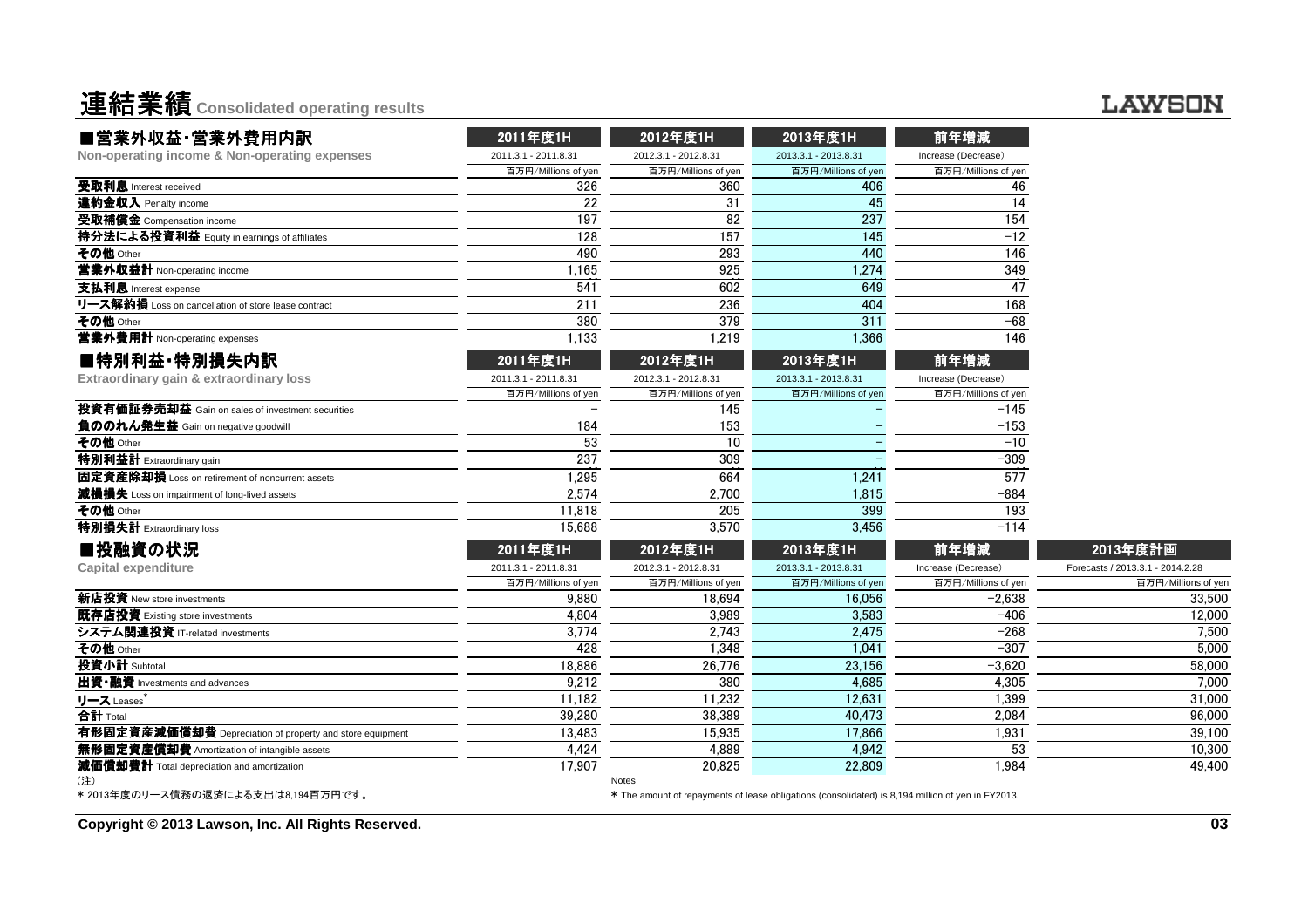# 連結業績 Consolidated operating results

## ■営業外収益・営業外費用内訳
**Non-operating income & Non-operating expenses**

| | 2011年度1H | 2012年度1H | 2013年度1H | 前年増減 |
|---|---|---|---|---|
| | 2011.3.1 - 2011.8.31 | 2012.3.1 - 2012.8.31 | 2013.3.1 - 2013.8.31 | Increase (Decrease) |
| | 百万円/Millions of yen | 百万円/Millions of yen | 百万円/Millions of yen | 百万円/Millions of yen |
| **受取利息** Interest received | 326 | 360 | 406 | 46 |
| **違約金収入** Penalty income | 22 | 31 | 45 | 14 |
| **受取補償金** Compensation income | 197 | 82 | 237 | 154 |
| **持分法による投資利益** Equity in earnings of affiliates | 128 | 157 | 145 | −12 |
| **その他** Other | 490 | 293 | 440 | 146 |
| **営業外収益計** Non-operating income | 1,165 | 925 | 1,274 | 349 |
| **支払利息** Interest expense | 541 | 602 | 649 | 47 |
| **リース解約損** Loss on cancellation of store lease contract | 211 | 236 | 404 | 168 |
| **その他** Other | 380 | 379 | 311 | −68 |
| **営業外費用計** Non-operating expenses | 1,133 | 1,219 | 1,366 | 146 |

## ■特別利益・特別損失内訳
**Extraordinary gain & extraordinary loss**

| | 2011年度1H | 2012年度1H | 2013年度1H | 前年増減 |
|---|---|---|---|---|
| | 2011.3.1 - 2011.8.31 | 2012.3.1 - 2012.8.31 | 2013.3.1 - 2013.8.31 | Increase (Decrease) |
| | 百万円/Millions of yen | 百万円/Millions of yen | 百万円/Millions of yen | 百万円/Millions of yen |
| **投資有価証券売却益** Gain on sales of investment securities | − | 145 | − | −145 |
| **負ののれん発生益** Gain on negative goodwill | 184 | 153 | − | −153 |
| **その他** Other | 53 | 10 | − | −10 |
| **特別利益計** Extraordinary gain | 237 | 309 | − | −309 |
| **固定資産除却損** Loss on retirement of noncurrent assets | 1,295 | 664 | 1,241 | 577 |
| **減損損失** Loss on impairment of long-lived assets | 2,574 | 2,700 | 1,815 | −884 |
| **その他** Other | 11,818 | 205 | 399 | 193 |
| **特別損失計** Extraordinary loss | 15,688 | 3,570 | 3,456 | −114 |

## ■投融資の状況
**Capital expenditure**

| | 2011年度1H | 2012年度1H | 2013年度1H | 前年増減 | 2013年度計画 |
|---|---|---|---|---|---|
| | 2011.3.1 - 2011.8.31 | 2012.3.1 - 2012.8.31 | 2013.3.1 - 2013.8.31 | Increase (Decrease) | Forecasts / 2013.3.1 - 2014.2.28 |
| | 百万円/Millions of yen | 百万円/Millions of yen | 百万円/Millions of yen | 百万円/Millions of yen | 百万円/Millions of yen |
| **新店投資** New store investments | 9,880 | 18,694 | 16,056 | −2,638 | 33,500 |
| **既存店投資** Existing store investments | 4,804 | 3,989 | 3,583 | −406 | 12,000 |
| **システム関連投資** IT-related investments | 3,774 | 2,743 | 2,475 | −268 | 7,500 |
| **その他** Other | 428 | 1,348 | 1,041 | −307 | 5,000 |
| **投資小計** Subtotal | 18,886 | 26,776 | 23,156 | −3,620 | 58,000 |
| **出資・融資** Investments and advances | 9,212 | 380 | 4,685 | 4,305 | 7,000 |
| **リース** Leases* | 11,182 | 11,232 | 12,631 | 1,399 | 31,000 |
| **合計** Total | 39,280 | 38,389 | 40,473 | 2,084 | 96,000 |
| **有形固定資産減価償却費** Depreciation of property and store equipment | 13,483 | 15,935 | 17,866 | 1,931 | 39,100 |
| **無形固定資産償却費** Amortization of intangible assets | 4,424 | 4,889 | 4,942 | 53 | 10,300 |
| **減価償却費計** Total depreciation and amortization | 17,907 | 20,825 | 22,809 | 1,984 | 49,400 |

（注）
* 2013年度のリース債務の返済による支出は8,194百万円です。

Notes
* The amount of repayments of lease obligations (consolidated) is 8,194 million of yen in FY2013.

Copyright © 2013 Lawson, Inc. All Rights Reserved.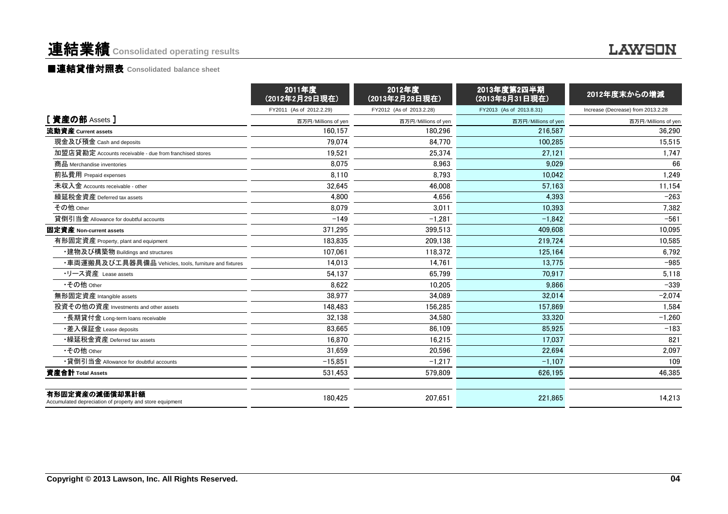# 連結業績 Consolidated operating results

## ■連結貸借対照表 Consolidated balance sheet

| | 2011年度（2012年2月29日現在） | 2012年度（2013年2月28日現在） | 2013年度第2四半期（2013年8月31日現在） | 2012年度末からの増減 |
|---|---|---|---|---|
| | FY2011 (As of 2012.2.29) | FY2012 (As of 2013.2.28) | FY2013 (As of 2013.8.31) | Increase (Decrease) from 2013.2.28 |
| **[ 資産の部 Assets ]** | 百万円/Millions of yen | 百万円/Millions of yen | 百万円/Millions of yen | 百万円/Millions of yen |
| **流動資産 Current assets** | 160,157 | 180,296 | 216,587 | 36,290 |
| 現金及び預金 Cash and deposits | 79,074 | 84,770 | 100,285 | 15,515 |
| 加盟店貸勘定 Accounts receivable - due from franchised stores | 19,521 | 25,374 | 27,121 | 1,747 |
| 商品 Merchandise inventories | 8,075 | 8,963 | 9,029 | 66 |
| 前払費用 Prepaid expenses | 8,110 | 8,793 | 10,042 | 1,249 |
| 未収入金 Accounts receivable - other | 32,645 | 46,008 | 57,163 | 11,154 |
| 繰延税金資産 Deferred tax assets | 4,800 | 4,656 | 4,393 | −263 |
| その他 Other | 8,079 | 3,011 | 10,393 | 7,382 |
| 貸倒引当金 Allowance for doubtful accounts | −149 | −1,281 | −1,842 | −561 |
| **固定資産 Non-current assets** | 371,295 | 399,513 | 409,608 | 10,095 |
| 有形固定資産 Property, plant and equipment | 183,835 | 209,138 | 219,724 | 10,585 |
| ・建物及び構築物 Buildings and structures | 107,061 | 118,372 | 125,164 | 6,792 |
| ・車両運搬具及び工具器具備品 Vehicles, tools, furniture and fixtures | 14,013 | 14,761 | 13,775 | −985 |
| ・リース資産 Lease assets | 54,137 | 65,799 | 70,917 | 5,118 |
| ・その他 Other | 8,622 | 10,205 | 9,866 | −339 |
| 無形固定資産 Intangible assets | 38,977 | 34,089 | 32,014 | −2,074 |
| 投資その他の資産 Investments and other assets | 148,483 | 156,285 | 157,869 | 1,584 |
| ・長期貸付金 Long-term loans receivable | 32,138 | 34,580 | 33,320 | −1,260 |
| ・差入保証金 Lease deposits | 83,665 | 86,109 | 85,925 | −183 |
| ・繰延税金資産 Deferred tax assets | 16,870 | 16,215 | 17,037 | 821 |
| ・その他 Other | 31,659 | 20,596 | 22,694 | 2,097 |
| ・貸倒引当金 Allowance for doubtful accounts | −15,851 | −1,217 | −1,107 | 109 |
| **資産合計 Total Assets** | 531,453 | 579,809 | 626,195 | 46,385 |
| **有形固定資産の減価償却累計額** Accumulated depreciation of property and store equipment | 180,425 | 207,651 | 221,865 | 14,213 |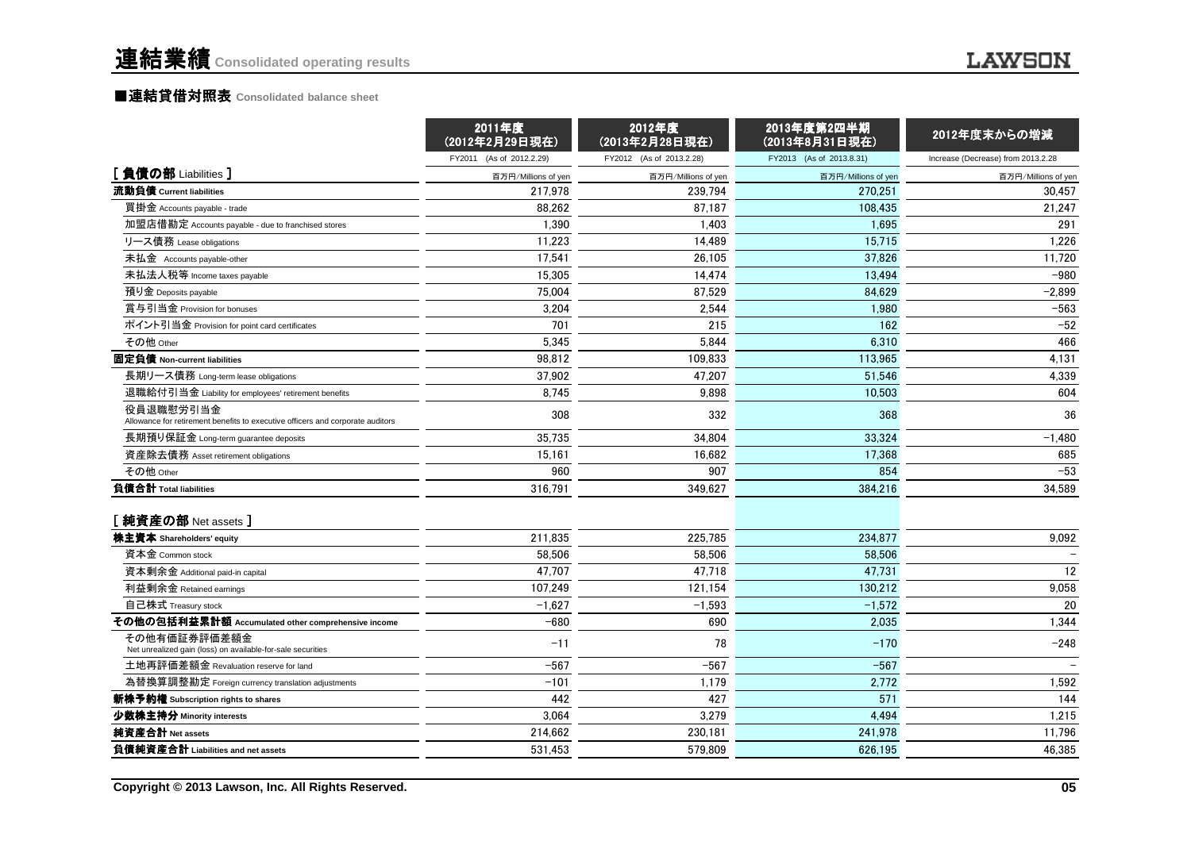# 連結業績 Consolidated operating results

## ■連結貸借対照表 Consolidated balance sheet

| | 2011年度（2012年2月29日現在） | 2012年度（2013年2月28日現在） | 2013年度第2四半期（2013年8月31日現在） | 2012年度末からの増減 |
|---|---|---|---|---|
| | FY2011 (As of 2012.2.29) | FY2012 (As of 2013.2.28) | FY2013 (As of 2013.8.31) | Increase (Decrease) from 2013.2.28 |
| **[ 負債の部 Liabilities ]** | 百万円/Millions of yen | 百万円/Millions of yen | 百万円/Millions of yen | 百万円/Millions of yen |
| **流動負債 Current liabilities** | 217,978 | 239,794 | 270,251 | 30,457 |
| 買掛金 Accounts payable - trade | 88,262 | 87,187 | 108,435 | 21,247 |
| 加盟店借勘定 Accounts payable - due to franchised stores | 1,390 | 1,403 | 1,695 | 291 |
| リース債務 Lease obligations | 11,223 | 14,489 | 15,715 | 1,226 |
| 未払金 Accounts payable-other | 17,541 | 26,105 | 37,826 | 11,720 |
| 未払法人税等 Income taxes payable | 15,305 | 14,474 | 13,494 | −980 |
| 預り金 Deposits payable | 75,004 | 87,529 | 84,629 | −2,899 |
| 賞与引当金 Provision for bonuses | 3,204 | 2,544 | 1,980 | −563 |
| ポイント引当金 Provision for point card certificates | 701 | 215 | 162 | −52 |
| その他 Other | 5,345 | 5,844 | 6,310 | 466 |
| **固定負債 Non-current liabilities** | 98,812 | 109,833 | 113,965 | 4,131 |
| 長期リース債務 Long-term lease obligations | 37,902 | 47,207 | 51,546 | 4,339 |
| 退職給付引当金 Liability for employees' retirement benefits | 8,745 | 9,898 | 10,503 | 604 |
| 役員退職慰労引当金 Allowance for retirement benefits to executive officers and corporate auditors | 308 | 332 | 368 | 36 |
| 長期預り保証金 Long-term guarantee deposits | 35,735 | 34,804 | 33,324 | −1,480 |
| 資産除去債務 Asset retirement obligations | 15,161 | 16,682 | 17,368 | 685 |
| その他 Other | 960 | 907 | 854 | −53 |
| **負債合計 Total liabilities** | 316,791 | 349,627 | 384,216 | 34,589 |
| **[ 純資産の部 Net assets ]** | | | | |
| **株主資本 Shareholders' equity** | 211,835 | 225,785 | 234,877 | 9,092 |
| 資本金 Common stock | 58,506 | 58,506 | 58,506 | − |
| 資本剰余金 Additional paid-in capital | 47,707 | 47,718 | 47,731 | 12 |
| 利益剰余金 Retained earnings | 107,249 | 121,154 | 130,212 | 9,058 |
| 自己株式 Treasury stock | −1,627 | −1,593 | −1,572 | 20 |
| **その他の包括利益累計額 Accumulated other comprehensive income** | −680 | 690 | 2,035 | 1,344 |
| その他有価証券評価差額金 Net unrealized gain (loss) on available-for-sale securities | −11 | 78 | −170 | −248 |
| 土地再評価差額金 Revaluation reserve for land | −567 | −567 | −567 | − |
| 為替換算調整勘定 Foreign currency translation adjustments | −101 | 1,179 | 2,772 | 1,592 |
| **新株予約権 Subscription rights to shares** | 442 | 427 | 571 | 144 |
| **少数株主持分 Minority interests** | 3,064 | 3,279 | 4,494 | 1,215 |
| **純資産合計 Net assets** | 214,662 | 230,181 | 241,978 | 11,796 |
| **負債純資産合計 Liabilities and net assets** | 531,453 | 579,809 | 626,195 | 46,385 |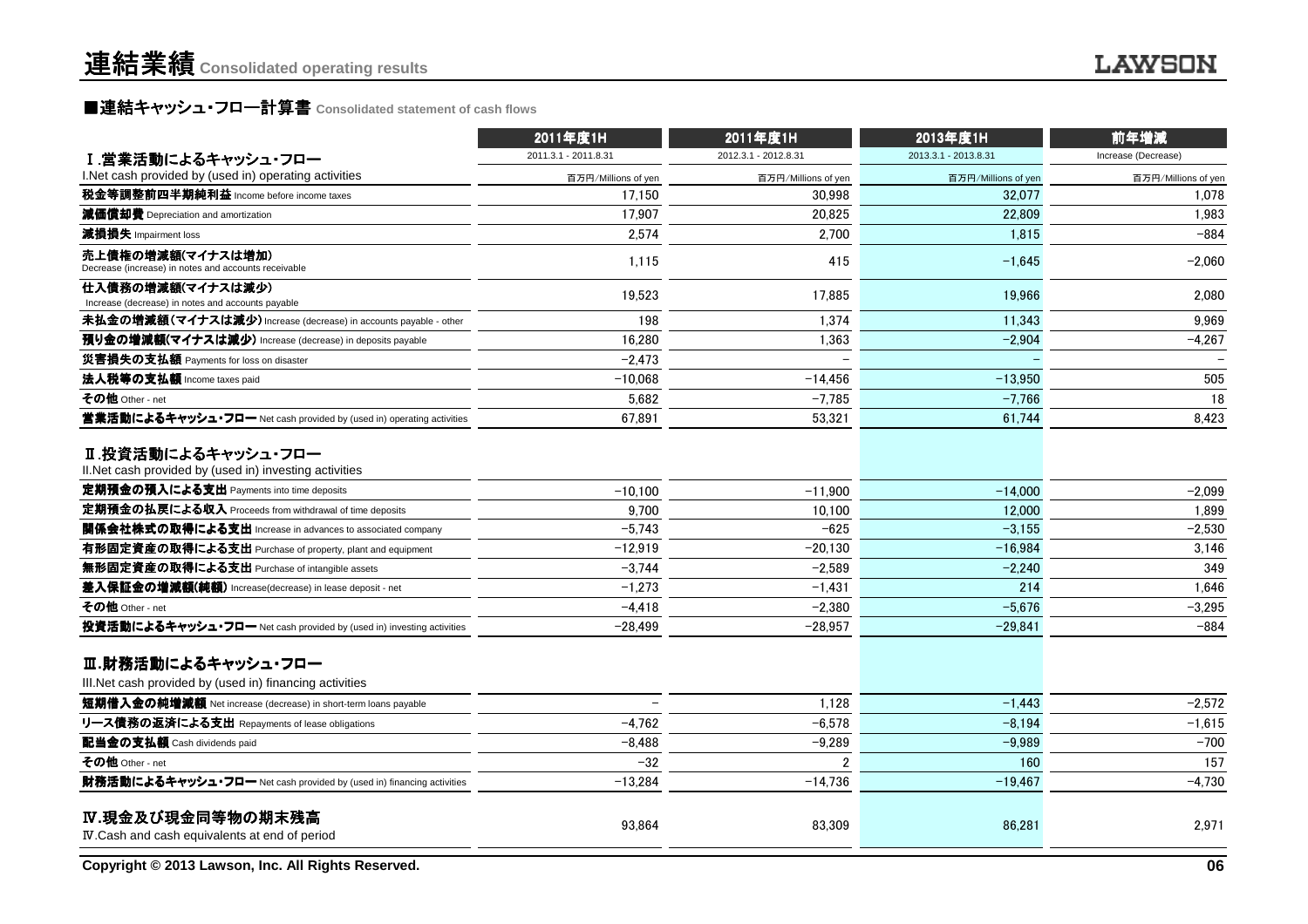# 連結業績 Consolidated operating results

## ■連結キャッシュ・フロー計算書 Consolidated statement of cash flows

| | 2011年度1H | 2011年度1H | 2013年度1H | 前年増減 |
|---|---|---|---|---|
| Ⅰ.営業活動によるキャッシュ・フロー | 2011.3.1 - 2011.8.31 | 2012.3.1 - 2012.8.31 | 2013.3.1 - 2013.8.31 | Increase (Decrease) |
| I.Net cash provided by (used in) operating activities | 百万円/Millions of yen | 百万円/Millions of yen | 百万円/Millions of yen | 百万円/Millions of yen |
| **税金等調整前四半期純利益** Income before income taxes | 17,150 | 30,998 | 32,077 | 1,078 |
| **減価償却費** Depreciation and amortization | 17,907 | 20,825 | 22,809 | 1,983 |
| **減損損失** Impairment loss | 2,574 | 2,700 | 1,815 | −884 |
| **売上債権の増減額(マイナスは増加)** Decrease (increase) in notes and accounts receivable | 1,115 | 415 | −1,645 | −2,060 |
| **仕入債務の増減額(マイナスは減少)** Increase (decrease) in notes and accounts payable | 19,523 | 17,885 | 19,966 | 2,080 |
| **未払金の増減額(マイナスは減少)** Increase (decrease) in accounts payable - other | 198 | 1,374 | 11,343 | 9,969 |
| **預り金の増減額(マイナスは減少)** Increase (decrease) in deposits payable | 16,280 | 1,363 | −2,904 | −4,267 |
| **災害損失の支払額** Payments for loss on disaster | −2,473 | − | − | − |
| **法人税等の支払額** Income taxes paid | −10,068 | −14,456 | −13,950 | 505 |
| **その他** Other - net | 5,682 | −7,785 | −7,766 | 18 |
| **営業活動によるキャッシュ・フロー** Net cash provided by (used in) operating activities | 67,891 | 53,321 | 61,744 | 8,423 |
| **Ⅱ.投資活動によるキャッシュ・フロー** II.Net cash provided by (used in) investing activities | | | | |
| **定期預金の預入による支出** Payments into time deposits | −10,100 | −11,900 | −14,000 | −2,099 |
| **定期預金の払戻による収入** Proceeds from withdrawal of time deposits | 9,700 | 10,100 | 12,000 | 1,899 |
| **関係会社株式の取得による支出** Increase in advances to associated company | −5,743 | −625 | −3,155 | −2,530 |
| **有形固定資産の取得による支出** Purchase of property, plant and equipment | −12,919 | −20,130 | −16,984 | 3,146 |
| **無形固定資産の取得による支出** Purchase of intangible assets | −3,744 | −2,589 | −2,240 | 349 |
| **差入保証金の増減額(純額)** Increase(decrease) in lease deposit - net | −1,273 | −1,431 | 214 | 1,646 |
| **その他** Other - net | −4,418 | −2,380 | −5,676 | −3,295 |
| **投資活動によるキャッシュ・フロー** Net cash provided by (used in) investing activities | −28,499 | −28,957 | −29,841 | −884 |
| **Ⅲ.財務活動によるキャッシュ・フロー** III.Net cash provided by (used in) financing activities | | | | |
| **短期借入金の純増減額** Net increase (decrease) in short-term loans payable | − | 1,128 | −1,443 | −2,572 |
| **リース債務の返済による支出** Repayments of lease obligations | −4,762 | −6,578 | −8,194 | −1,615 |
| **配当金の支払額** Cash dividends paid | −8,488 | −9,289 | −9,989 | −700 |
| **その他** Other - net | −32 | 2 | 160 | 157 |
| **財務活動によるキャッシュ・フロー** Net cash provided by (used in) financing activities | −13,284 | −14,736 | −19,467 | −4,730 |
| **Ⅳ.現金及び現金同等物の期末残高** Ⅳ.Cash and cash equivalents at end of period | 93,864 | 83,309 | 86,281 | 2,971 |

Copyright © 2013 Lawson, Inc. All Rights Reserved.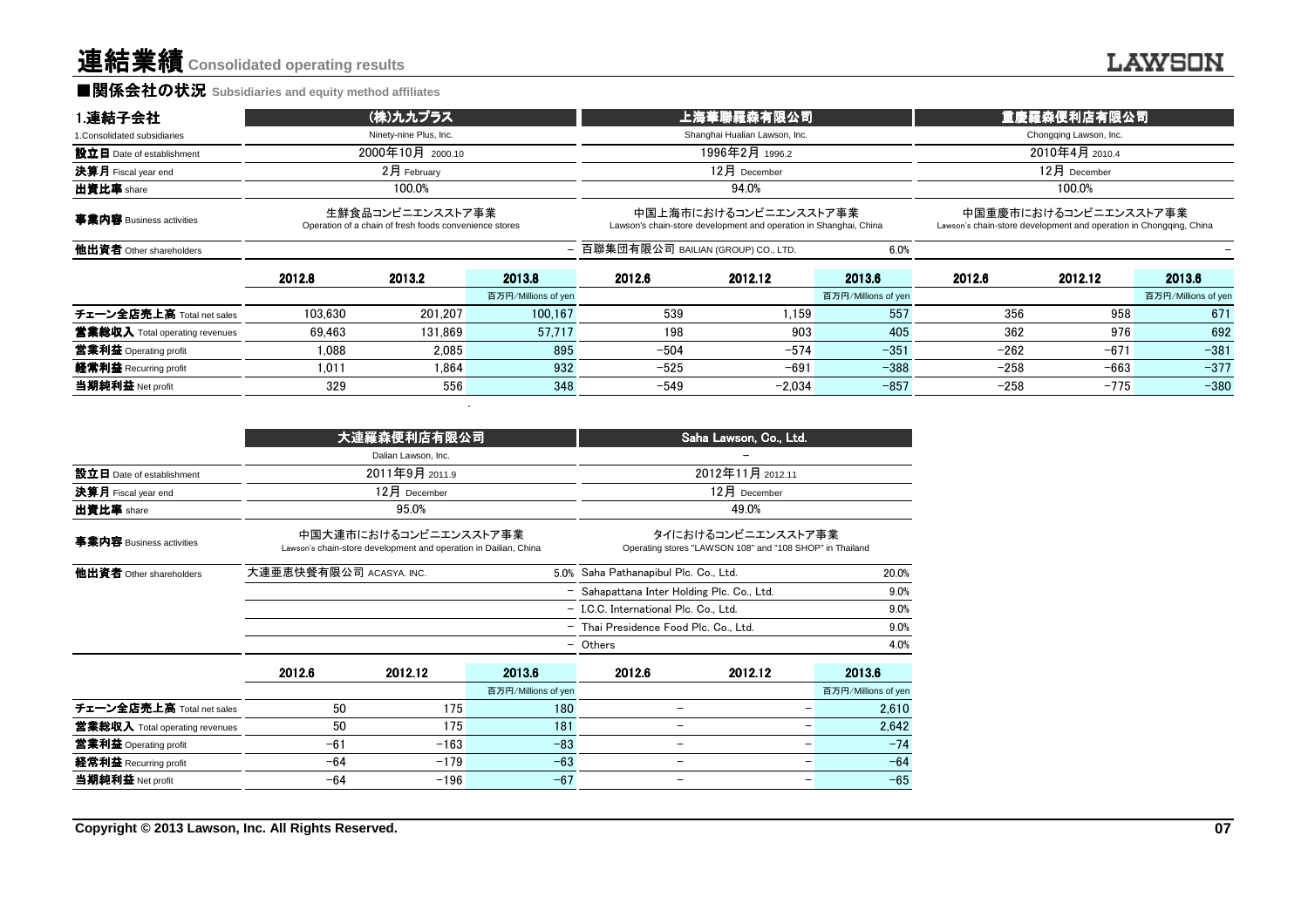# 連結業績 Consolidated operating results

## ■関係会社の状況 Subsidiaries and equity method affiliates

| 1.連結子会社 1.Consolidated subsidiaries | (株)九九プラス Ninety-nine Plus, Inc. | | | 上海華聯羅森有限公司 Shanghai Hualian Lawson, Inc. | | | 重慶羅森便利店有限公司 Chongqing Lawson, Inc. | | |
|---|---|---|---|---|---|---|---|---|---|
| 設立日 Date of establishment | 2000年10月 2000.10 | | | 1996年2月 1996.2 | | | 2010年4月 2010.4 | | |
| 決算月 Fiscal year end | 2月 February | | | 12月 December | | | 12月 December | | |
| 出資比率 share | 100.0% | | | 94.0% | | | 100.0% | | |
| 事業内容 Business activities | 生鮮食品コンビニエンスストア事業 Operation of a chain of fresh foods convenience stores | | | 中国上海市におけるコンビニエンスストア事業 Lawson's chain-store development and operation in Shanghai, China | | | 中国重慶市におけるコンビニエンスストア事業 Lawson's chain-store development and operation in Chongqing, China | | |
| 他出資者 Other shareholders | | | − | 百聯集団有限公司 BAILIAN (GROUP) CO., LTD. | | 6.0% | | | − |
| | 2012.8 | 2013.2 | 2013.8 | 2012.6 | 2012.12 | 2013.6 | 2012.6 | 2012.12 | 2013.6 |
| | | | 百万円/Millions of yen | | | 百万円/Millions of yen | | | 百万円/Millions of yen |
| チェーン全店売上高 Total net sales | 103,630 | 201,207 | 100,167 | 539 | 1,159 | 557 | 356 | 958 | 671 |
| 営業総収入 Total operating revenues | 69,463 | 131,869 | 57,717 | 198 | 903 | 405 | 362 | 976 | 692 |
| 営業利益 Operating profit | 1,088 | 2,085 | 895 | −504 | −574 | −351 | −262 | −671 | −381 |
| 経常利益 Recurring profit | 1,011 | 1,864 | 932 | −525 | −691 | −388 | −258 | −663 | −377 |
| 当期純利益 Net profit | 329 | 556 | 348 | −549 | −2,034 | −857 | −258 | −775 | −380 |

| | 大連羅森便利店有限公司 Dalian Lawson, Inc. | | | Saha Lawson, Co., Ltd. − | | |
|---|---|---|---|---|---|---|
| 設立日 Date of establishment | 2011年9月 2011.9 | | | 2012年11月 2012.11 | | |
| 決算月 Fiscal year end | 12月 December | | | 12月 December | | |
| 出資比率 share | 95.0% | | | 49.0% | | |
| 事業内容 Business activities | 中国大連市におけるコンビニエンスストア事業 Lawson's chain-store development and operation in Dailian, China | | | タイにおけるコンビニエンスストア事業 Operating stores "LAWSON 108" and "108 SHOP" in Thailand | | |
| 他出資者 Other shareholders | 大連亜恵快餐有限公司 ACASYA. INC. | | 5.0% | Saha Pathanapibul Plc. Co., Ltd. | | 20.0% |
| | | | − | Sahapattana Inter Holding Plc. Co., Ltd. | | 9.0% |
| | | | − | I.C.C. International Plc. Co., Ltd. | | 9.0% |
| | | | − | Thai Presidence Food Plc. Co., Ltd. | | 9.0% |
| | | | − | Others | | 4.0% |
| | 2012.6 | 2012.12 | 2013.6 | 2012.6 | 2012.12 | 2013.6 |
| | | | 百万円/Millions of yen | | | 百万円/Millions of yen |
| チェーン全店売上高 Total net sales | 50 | 175 | 180 | − | − | 2,610 |
| 営業総収入 Total operating revenues | 50 | 175 | 181 | − | − | 2,642 |
| 営業利益 Operating profit | −61 | −163 | −83 | − | − | −74 |
| 経常利益 Recurring profit | −64 | −179 | −63 | − | − | −64 |
| 当期純利益 Net profit | −64 | −196 | −67 | − | − | −65 |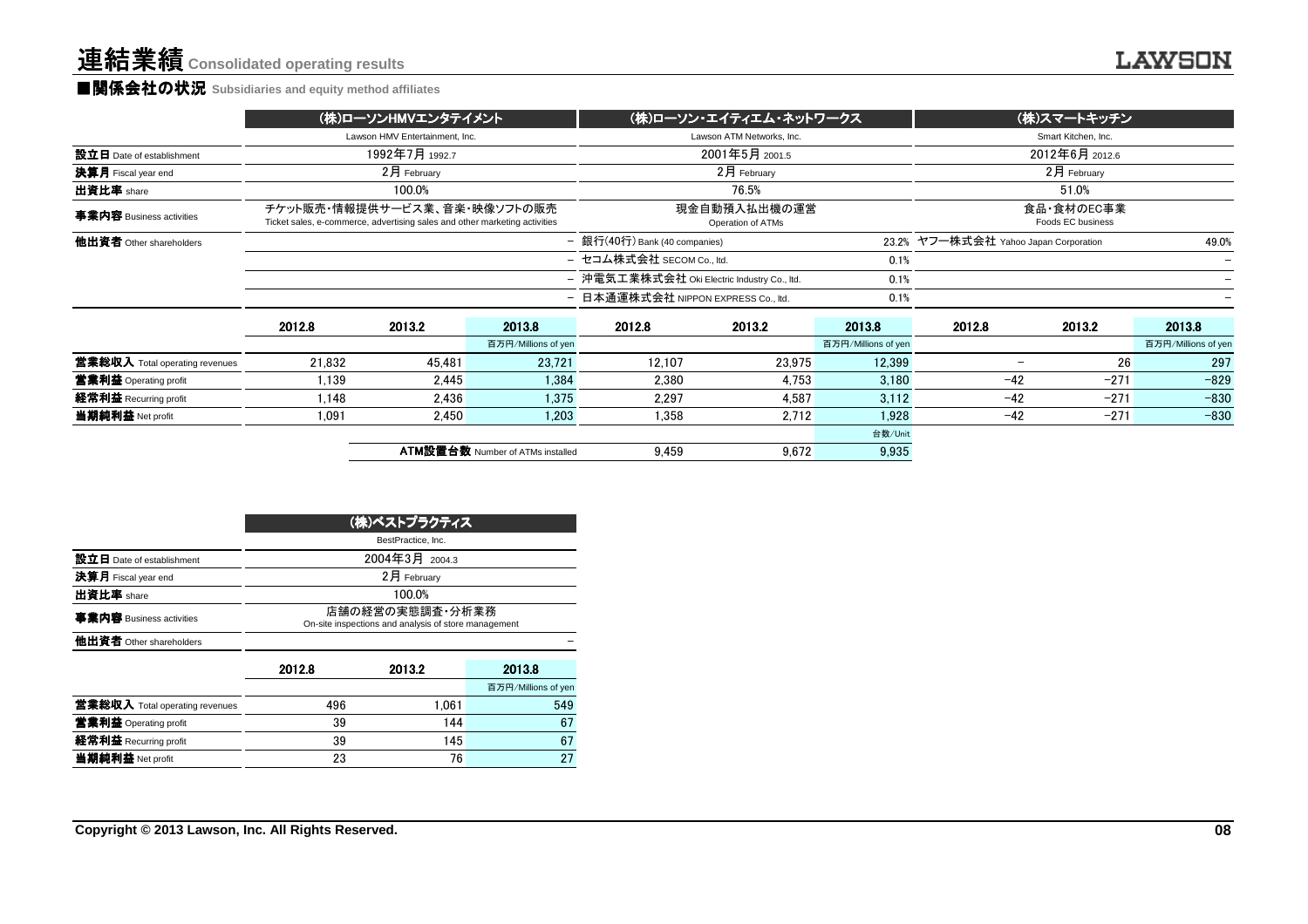# 連結業績 Consolidated operating results

## ■関係会社の状況 Subsidiaries and equity method affiliates

| | (株)ローソンHMVエンタテイメント | | | (株)ローソン・エイティエム・ネットワークス | | | (株)スマートキッチン | | |
|---|---|---|---|---|---|---|---|---|---|
| | Lawson HMV Entertainment, Inc. | | | Lawson ATM Networks, Inc. | | | Smart Kitchen, Inc. | | |
| **設立日** Date of establishment | 1992年7月 1992.7 | | | 2001年5月 2001.5 | | | 2012年6月 2012.6 | | |
| **決算月** Fiscal year end | 2月 February | | | 2月 February | | | 2月 February | | |
| **出資比率** share | 100.0% | | | 76.5% | | | 51.0% | | |
| **事業内容** Business activities | チケット販売・情報提供サービス業、音楽・映像ソフトの販売 Ticket sales, e-commerce, advertising sales and other marketing activities | | | 現金自動預入払出機の運営 Operation of ATMs | | | 食品・食材のEC事業 Foods EC business | | |
| **他出資者** Other shareholders | | | – | 銀行(40行) Bank (40 companies) | | 23.2% | ヤフー株式会社 Yahoo Japan Corporation | | 49.0% |
| | | | – | セコム株式会社 SECOM Co., ltd. | | 0.1% | | | – |
| | | | – | 沖電気工業株式会社 Oki Electric Industry Co., ltd. | | 0.1% | | | – |
| | | | – | 日本通運株式会社 NIPPON EXPRESS Co., ltd. | | 0.1% | | | – |
| | 2012.8 | 2013.2 | 2013.8 | 2012.8 | 2013.2 | 2013.8 | 2012.8 | 2013.2 | 2013.8 |
| | | | 百万円/Millions of yen | | | 百万円/Millions of yen | | | 百万円/Millions of yen |
| **営業総収入** Total operating revenues | 21,832 | 45,481 | 23,721 | 12,107 | 23,975 | 12,399 | – | 26 | 297 |
| **営業利益** Operating profit | 1,139 | 2,445 | 1,384 | 2,380 | 4,753 | 3,180 | −42 | −271 | −829 |
| **経常利益** Recurring profit | 1,148 | 2,436 | 1,375 | 2,297 | 4,587 | 3,112 | −42 | −271 | −830 |
| **当期純利益** Net profit | 1,091 | 2,450 | 1,203 | 1,358 | 2,712 | 1,928 | −42 | −271 | −830 |
| | | | | | | 台数/Unit | | | |
| | | | **ATM設置台数** Number of ATMs installed | 9,459 | 9,672 | 9,935 | | | |

| | (株)ベストプラクティス | | |
|---|---|---|---|
| | BestPractice, Inc. | | |
| **設立日** Date of establishment | 2004年3月 2004.3 | | |
| **決算月** Fiscal year end | 2月 February | | |
| **出資比率** share | 100.0% | | |
| **事業内容** Business activities | 店舗の経営の実態調査・分析業務 On-site inspections and analysis of store management | | |
| **他出資者** Other shareholders | | | – |
| | 2012.8 | 2013.2 | 2013.8 |
| | | | 百万円/Millions of yen |
| **営業総収入** Total operating revenues | 496 | 1,061 | 549 |
| **営業利益** Operating profit | 39 | 144 | 67 |
| **経常利益** Recurring profit | 39 | 145 | 67 |
| **当期純利益** Net profit | 23 | 76 | 27 |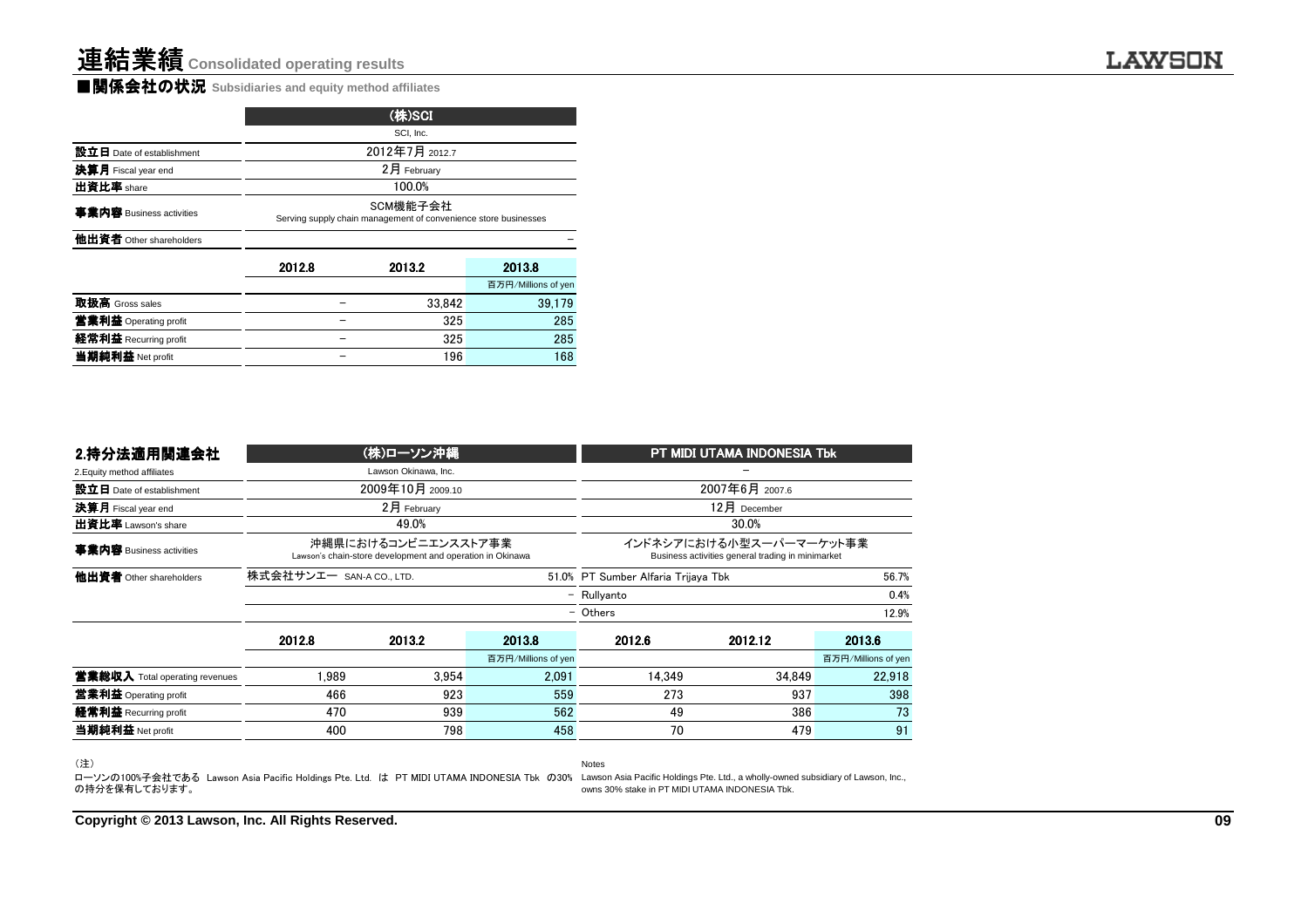# 連結業績 Consolidated operating results

## ■関係会社の状況 Subsidiaries and equity method affiliates

| | (株)SCI | | |
|---|---|---|---|
| | SCI, Inc. | | |
| 設立日 Date of establishment | 2012年7月 2012.7 | | |
| 決算月 Fiscal year end | 2月 February | | |
| 出資比率 share | 100.0% | | |
| 事業内容 Business activities | SCM機能子会社<br>Serving supply chain management of convenience store businesses | | |
| 他出資者 Other shareholders | | | － |
| | 2012.8 | 2013.2 | 2013.8 |
| | | | 百万円/Millions of yen |
| 取扱高 Gross sales | － | 33,842 | 39,179 |
| 営業利益 Operating profit | － | 325 | 285 |
| 経常利益 Recurring profit | － | 325 | 285 |
| 当期純利益 Net profit | － | 196 | 168 |

| 2.持分法適用関連会社 | (株)ローソン沖縄 | | | PT MIDI UTAMA INDONESIA Tbk | | |
|---|---|---|---|---|---|---|
| 2.Equity method affiliates | Lawson Okinawa, Inc. | | | － | | |
| 設立日 Date of establishment | 2009年10月 2009.10 | | | 2007年6月 2007.6 | | |
| 決算月 Fiscal year end | 2月 February | | | 12月 December | | |
| 出資比率 Lawson's share | 49.0% | | | 30.0% | | |
| 事業内容 Business activities | 沖縄県におけるコンビニエンスストア事業<br>Lawson's chain-store development and operation in Okinawa | | | インドネシアにおける小型スーパーマーケット事業<br>Business activities general trading in minimarket | | |
| 他出資者 Other shareholders | 株式会社サンエー SAN-A CO., LTD. | | 51.0% | PT Sumber Alfaria Trijaya Tbk | | 56.7% |
| | | | － | Rullyanto | | 0.4% |
| | | | － | Others | | 12.9% |
| | 2012.8 | 2013.2 | 2013.8 | 2012.6 | 2012.12 | 2013.6 |
| | | | 百万円/Millions of yen | | | 百万円/Millions of yen |
| 営業総収入 Total operating revenues | 1,989 | 3,954 | 2,091 | 14,349 | 34,849 | 22,918 |
| 営業利益 Operating profit | 466 | 923 | 559 | 273 | 937 | 398 |
| 経常利益 Recurring profit | 470 | 939 | 562 | 49 | 386 | 73 |
| 当期純利益 Net profit | 400 | 798 | 458 | 70 | 479 | 91 |

（注）

ローソンの100%子会社である Lawson Asia Pacific Holdings Pte. Ltd. は PT MIDI UTAMA INDONESIA Tbk の30%の持分を保有しております。

Notes

Lawson Asia Pacific Holdings Pte. Ltd., a wholly-owned subsidiary of Lawson, Inc., owns 30% stake in PT MIDI UTAMA INDONESIA Tbk.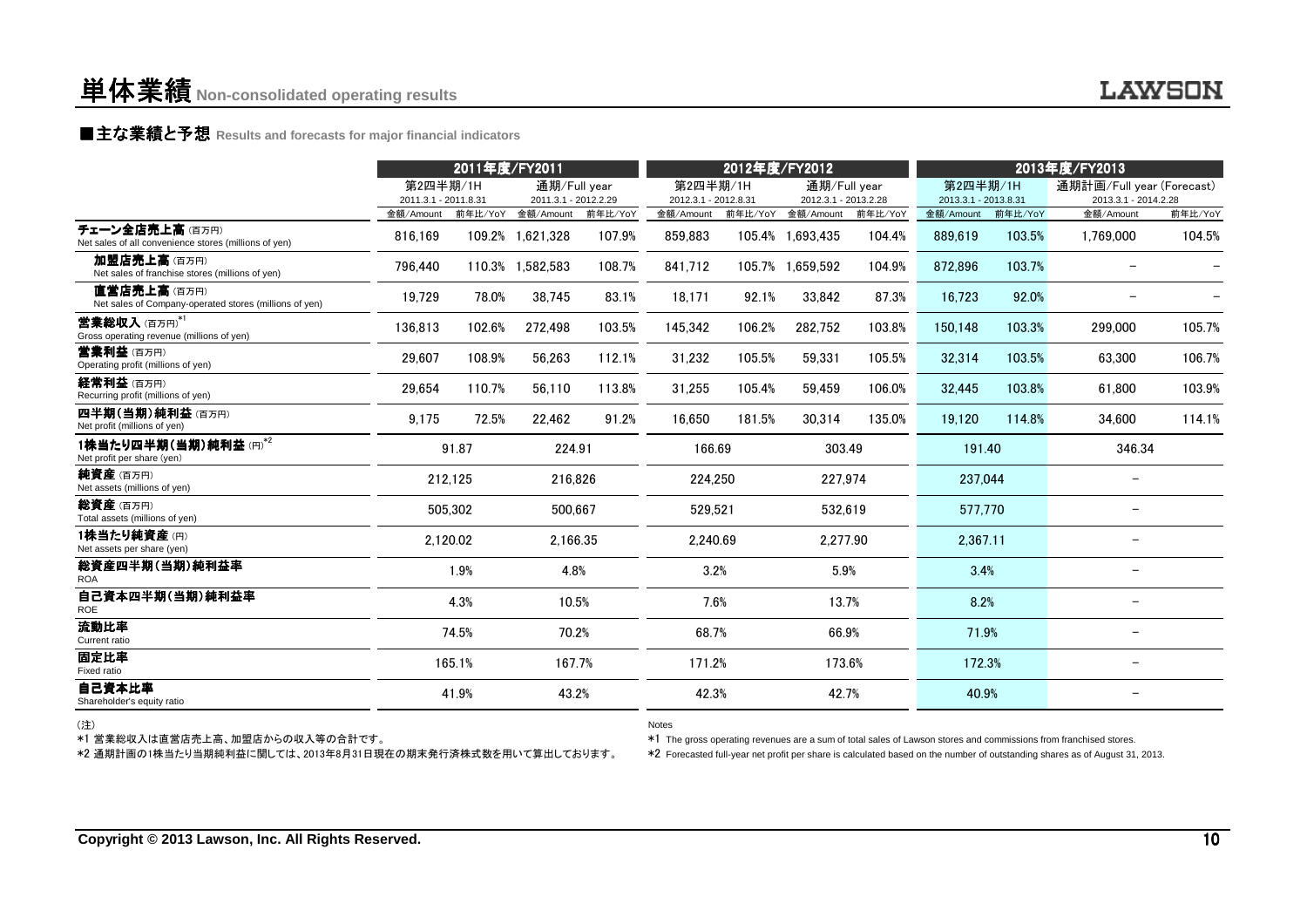# 単体業績 Non-consolidated operating results

## ■主な業績と予想 Results and forecasts for major financial indicators

| | 2011年度/FY2011 | | | | 2012年度/FY2012 | | | | 2013年度/FY2013 | | | |
|---|---|---|---|---|---|---|---|---|---|---|---|---|
| | 第2四半期/1H 2011.3.1 - 2011.8.31 | | 通期/Full year 2011.3.1 - 2012.2.29 | | 第2四半期/1H 2012.3.1 - 2012.8.31 | | 通期/Full year 2012.3.1 - 2013.2.28 | | 第2四半期/1H 2013.3.1 - 2013.8.31 | | 通期計画/Full year (Forecast) 2013.3.1 - 2014.2.28 | |
| | 金額/Amount | 前年比/YoY | 金額/Amount | 前年比/YoY | 金額/Amount | 前年比/YoY | 金額/Amount | 前年比/YoY | 金額/Amount | 前年比/YoY | 金額/Amount | 前年比/YoY |
| チェーン全店売上高 (百万円) Net sales of all convenience stores (millions of yen) | 816,169 | 109.2% | 1,621,328 | 107.9% | 859,883 | 105.4% | 1,693,435 | 104.4% | 889,619 | 103.5% | 1,769,000 | 104.5% |
| 加盟店売上高 (百万円) Net sales of franchise stores (millions of yen) | 796,440 | 110.3% | 1,582,583 | 108.7% | 841,712 | 105.7% | 1,659,592 | 104.9% | 872,896 | 103.7% | − | − |
| 直営店売上高 (百万円) Net sales of Company-operated stores (millions of yen) | 19,729 | 78.0% | 38,745 | 83.1% | 18,171 | 92.1% | 33,842 | 87.3% | 16,723 | 92.0% | − | − |
| 営業総収入 (百万円)*1 Gross operating revenue (millions of yen) | 136,813 | 102.6% | 272,498 | 103.5% | 145,342 | 106.2% | 282,752 | 103.8% | 150,148 | 103.3% | 299,000 | 105.7% |
| 営業利益 (百万円) Operating profit (millions of yen) | 29,607 | 108.9% | 56,263 | 112.1% | 31,232 | 105.5% | 59,331 | 105.5% | 32,314 | 103.5% | 63,300 | 106.7% |
| 経常利益 (百万円) Recurring profit (millions of yen) | 29,654 | 110.7% | 56,110 | 113.8% | 31,255 | 105.4% | 59,459 | 106.0% | 32,445 | 103.8% | 61,800 | 103.9% |
| 四半期(当期)純利益 (百万円) Net profit (millions of yen) | 9,175 | 72.5% | 22,462 | 91.2% | 16,650 | 181.5% | 30,314 | 135.0% | 19,120 | 114.8% | 34,600 | 114.1% |
| 1株当たり四半期(当期)純利益 (円)*2 Net profit per share (yen) | 91.87 | | 224.91 | | 166.69 | | 303.49 | | 191.40 | | 346.34 | |
| 純資産 (百万円) Net assets (millions of yen) | 212,125 | | 216,826 | | 224,250 | | 227,974 | | 237,044 | | − | |
| 総資産 (百万円) Total assets (millions of yen) | 505,302 | | 500,667 | | 529,521 | | 532,619 | | 577,770 | | − | |
| 1株当たり純資産 (円) Net assets per share (yen) | 2,120.02 | | 2,166.35 | | 2,240.69 | | 2,277.90 | | 2,367.11 | | − | |
| 総資産四半期(当期)純利益率 ROA | 1.9% | | 4.8% | | 3.2% | | 5.9% | | 3.4% | | − | |
| 自己資本四半期(当期)純利益率 ROE | 4.3% | | 10.5% | | 7.6% | | 13.7% | | 8.2% | | − | |
| 流動比率 Current ratio | 74.5% | | 70.2% | | 68.7% | | 66.9% | | 71.9% | | − | |
| 固定比率 Fixed ratio | 165.1% | | 167.7% | | 171.2% | | 173.6% | | 172.3% | | − | |
| 自己資本比率 Shareholder's equity ratio | 41.9% | | 43.2% | | 42.3% | | 42.7% | | 40.9% | | − | |

(注)

*1 営業総収入は直営店売上高、加盟店からの収入等の合計です。

*2 通期計画の1株当たり当期純利益に関しては、2013年8月31日現在の期末発行済株式数を用いて算出しております。

Notes

*1 The gross operating revenues are a sum of total sales of Lawson stores and commissions from franchised stores.

*2 Forecasted full-year net profit per share is calculated based on the number of outstanding shares as of August 31, 2013.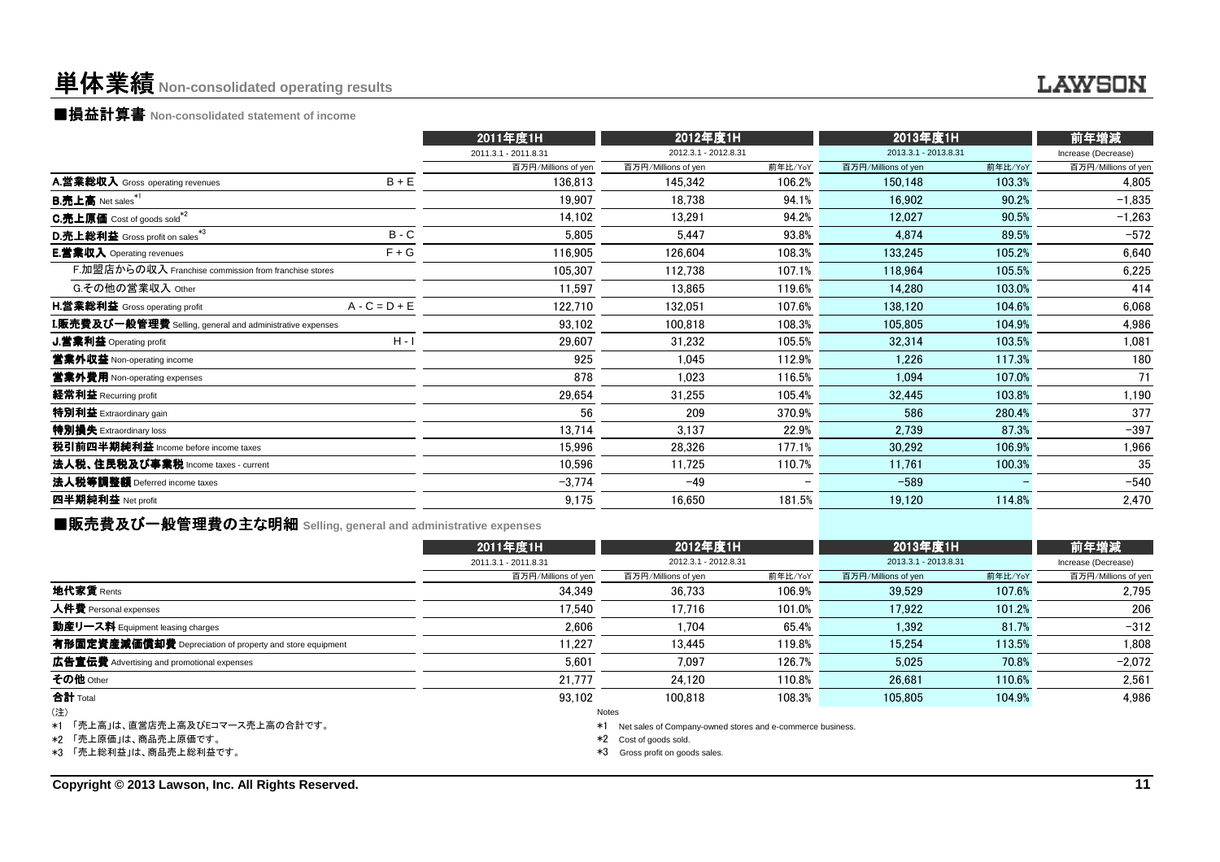# 単体業績 Non-consolidated operating results

## ■損益計算書 Non-consolidated statement of income

| | | 2011年度1H | 2012年度1H | | 2013年度1H | | 前年増減 |
|---|---|---|---|---|---|---|---|
| | | 2011.3.1 - 2011.8.31 | 2012.3.1 - 2012.8.31 | | 2013.3.1 - 2013.8.31 | | Increase (Decrease) |
| | | 百万円/Millions of yen | 百万円/Millions of yen | 前年比/YoY | 百万円/Millions of yen | 前年比/YoY | 百万円/Millions of yen |
| **A.営業総収入** Gross operating revenues | B + E | 136,813 | 145,342 | 106.2% | 150,148 | 103.3% | 4,805 |
| **B.売上高** Net sales*1 | | 19,907 | 18,738 | 94.1% | 16,902 | 90.2% | −1,835 |
| **C.売上原価** Cost of goods sold*2 | | 14,102 | 13,291 | 94.2% | 12,027 | 90.5% | −1,263 |
| **D.売上総利益** Gross profit on sales*3 | B - C | 5,805 | 5,447 | 93.8% | 4,874 | 89.5% | −572 |
| **E.営業収入** Operating revenues | F + G | 116,905 | 126,604 | 108.3% | 133,245 | 105.2% | 6,640 |
| F.加盟店からの収入 Franchise commission from franchise stores | | 105,307 | 112,738 | 107.1% | 118,964 | 105.5% | 6,225 |
| G.その他の営業収入 Other | | 11,597 | 13,865 | 119.6% | 14,280 | 103.0% | 414 |
| **H.営業総利益** Gross operating profit | A - C = D + E | 122,710 | 132,051 | 107.6% | 138,120 | 104.6% | 6,068 |
| **I.販売費及び一般管理費** Selling, general and administrative expenses | | 93,102 | 100,818 | 108.3% | 105,805 | 104.9% | 4,986 |
| **J.営業利益** Operating profit | H - I | 29,607 | 31,232 | 105.5% | 32,314 | 103.5% | 1,081 |
| **営業外収益** Non-operating income | | 925 | 1,045 | 112.9% | 1,226 | 117.3% | 180 |
| **営業外費用** Non-operating expenses | | 878 | 1,023 | 116.5% | 1,094 | 107.0% | 71 |
| **経常利益** Recurring profit | | 29,654 | 31,255 | 105.4% | 32,445 | 103.8% | 1,190 |
| **特別利益** Extraordinary gain | | 56 | 209 | 370.9% | 586 | 280.4% | 377 |
| **特別損失** Extraordinary loss | | 13,714 | 3,137 | 22.9% | 2,739 | 87.3% | −397 |
| **税引前四半期純利益** Income before income taxes | | 15,996 | 28,326 | 177.1% | 30,292 | 106.9% | 1,966 |
| **法人税、住民税及び事業税** Income taxes - current | | 10,596 | 11,725 | 110.7% | 11,761 | 100.3% | 35 |
| **法人税等調整額** Deferred income taxes | | −3,774 | −49 | − | −589 | − | −540 |
| **四半期純利益** Net profit | | 9,175 | 16,650 | 181.5% | 19,120 | 114.8% | 2,470 |

## ■販売費及び一般管理費の主な明細 Selling, general and administrative expenses

| | 2011年度1H | 2012年度1H | | 2013年度1H | | 前年増減 |
|---|---|---|---|---|---|---|
| | 2011.3.1 - 2011.8.31 | 2012.3.1 - 2012.8.31 | | 2013.3.1 - 2013.8.31 | | Increase (Decrease) |
| | 百万円/Millions of yen | 百万円/Millions of yen | 前年比/YoY | 百万円/Millions of yen | 前年比/YoY | 百万円/Millions of yen |
| **地代家賃** Rents | 34,349 | 36,733 | 106.9% | 39,529 | 107.6% | 2,795 |
| **人件費** Personal expenses | 17,540 | 17,716 | 101.0% | 17,922 | 101.2% | 206 |
| **動産リース料** Equipment leasing charges | 2,606 | 1,704 | 65.4% | 1,392 | 81.7% | −312 |
| **有形固定資産減価償却費** Depreciation of property and store equipment | 11,227 | 13,445 | 119.8% | 15,254 | 113.5% | 1,808 |
| **広告宣伝費** Advertising and promotional expenses | 5,601 | 7,097 | 126.7% | 5,025 | 70.8% | −2,072 |
| **その他** Other | 21,777 | 24,120 | 110.8% | 26,681 | 110.6% | 2,561 |
| **合計** Total | 93,102 | 100,818 | 108.3% | 105,805 | 104.9% | 4,986 |

(注)
*1 「売上高」は、直営店売上高及びEコマース売上高の合計です。
*2 「売上原価」は、商品売上原価です。
*3 「売上総利益」は、商品売上総利益です。

Notes
*1 Net sales of Company-owned stores and e-commerce business.
*2 Cost of goods sold.
*3 Gross profit on goods sales.

Copyright © 2013 Lawson, Inc. All Rights Reserved.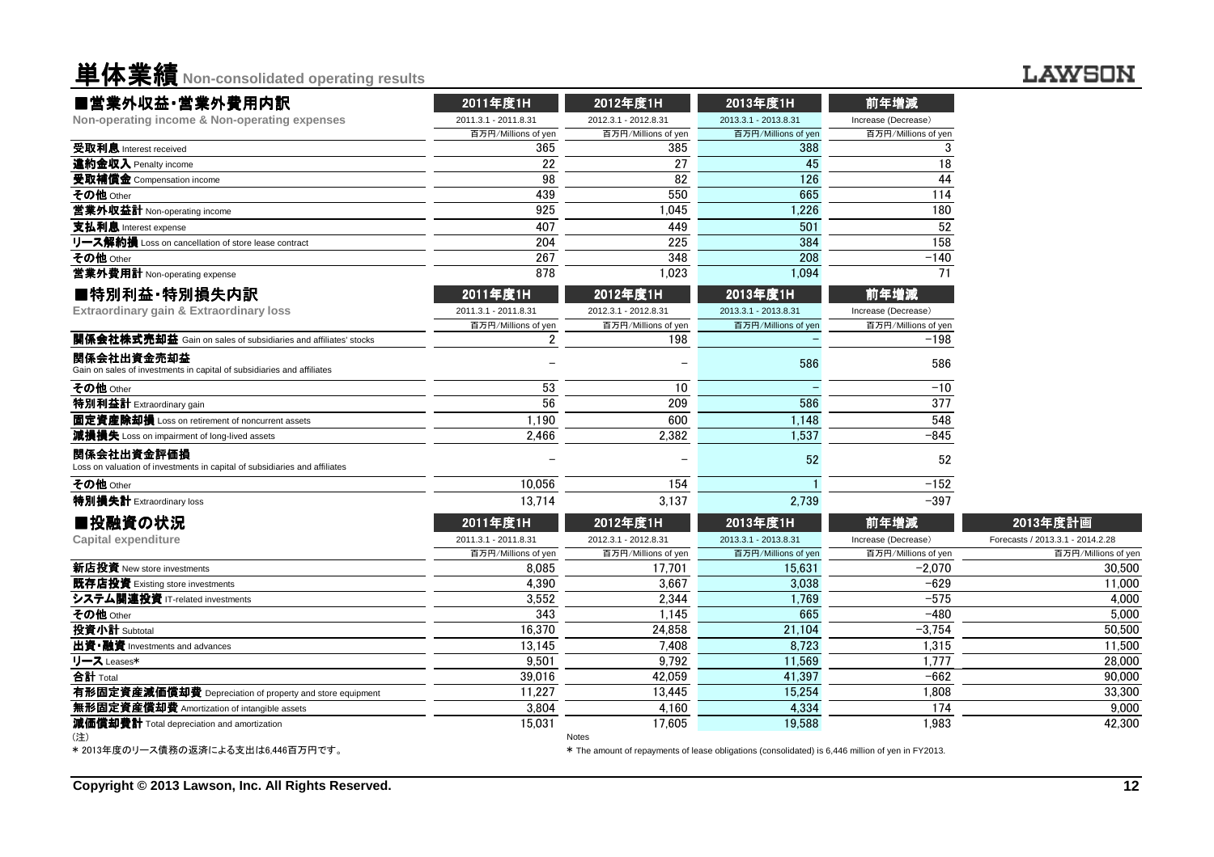# 単体業績 Non-consolidated operating results

LAWSON

## ■営業外収益・営業外費用内訳

**Non-operating income & Non-operating expenses**

| | 2011年度1H | 2012年度1H | 2013年度1H | 前年増減 |
|---|---|---|---|---|
| | 2011.3.1 - 2011.8.31 | 2012.3.1 - 2012.8.31 | 2013.3.1 - 2013.8.31 | Increase (Decrease) |
| | 百万円/Millions of yen | 百万円/Millions of yen | 百万円/Millions of yen | 百万円/Millions of yen |
| **受取利息** Interest received | 365 | 385 | 388 | 3 |
| **違約金収入** Penalty income | 22 | 27 | 45 | 18 |
| **受取補償金** Compensation income | 98 | 82 | 126 | 44 |
| **その他** Other | 439 | 550 | 665 | 114 |
| **営業外収益計** Non-operating income | 925 | 1,045 | 1,226 | 180 |
| **支払利息** Interest expense | 407 | 449 | 501 | 52 |
| **リース解約損** Loss on cancellation of store lease contract | 204 | 225 | 384 | 158 |
| **その他** Other | 267 | 348 | 208 | −140 |
| **営業外費用計** Non-operating expense | 878 | 1,023 | 1,094 | 71 |

## ■特別利益・特別損失内訳

**Extraordinary gain & Extraordinary loss**

| | 2011年度1H | 2012年度1H | 2013年度1H | 前年増減 |
|---|---|---|---|---|
| | 2011.3.1 - 2011.8.31 | 2012.3.1 - 2012.8.31 | 2013.3.1 - 2013.8.31 | Increase (Decrease) |
| | 百万円/Millions of yen | 百万円/Millions of yen | 百万円/Millions of yen | 百万円/Millions of yen |
| **関係会社株式売却益** Gain on sales of subsidiaries and affiliates' stocks | 2 | 198 | − | −198 |
| **関係会社出資金売却益** Gain on sales of investments in capital of subsidiaries and affiliates | − | − | 586 | 586 |
| **その他** Other | 53 | 10 | − | −10 |
| **特別利益計** Extraordinary gain | 56 | 209 | 586 | 377 |
| **固定資産除却損** Loss on retirement of noncurrent assets | 1,190 | 600 | 1,148 | 548 |
| **減損損失** Loss on impairment of long-lived assets | 2,466 | 2,382 | 1,537 | −845 |
| **関係会社出資金評価損** Loss on valuation of investments in capital of subsidiaries and affiliates | − | − | 52 | 52 |
| **その他** Other | 10,056 | 154 | 1 | −152 |
| **特別損失計** Extraordinary loss | 13,714 | 3,137 | 2,739 | −397 |

## ■投融資の状況

**Capital expenditure**

| | 2011年度1H | 2012年度1H | 2013年度1H | 前年増減 | 2013年度計画 |
|---|---|---|---|---|---|
| | 2011.3.1 - 2011.8.31 | 2012.3.1 - 2012.8.31 | 2013.3.1 - 2013.8.31 | Increase (Decrease) | Forecasts / 2013.3.1 - 2014.2.28 |
| | 百万円/Millions of yen | 百万円/Millions of yen | 百万円/Millions of yen | 百万円/Millions of yen | 百万円/Millions of yen |
| **新店投資** New store investments | 8,085 | 17,701 | 15,631 | −2,070 | 30,500 |
| **既存店投資** Existing store investments | 4,390 | 3,667 | 3,038 | −629 | 11,000 |
| **システム関連投資** IT-related investments | 3,552 | 2,344 | 1,769 | −575 | 4,000 |
| **その他** Other | 343 | 1,145 | 665 | −480 | 5,000 |
| **投資小計** Subtotal | 16,370 | 24,858 | 21,104 | −3,754 | 50,500 |
| **出資・融資** Investments and advances | 13,145 | 7,408 | 8,723 | 1,315 | 11,500 |
| **リース** Leases* | 9,501 | 9,792 | 11,569 | 1,777 | 28,000 |
| **合計** Total | 39,016 | 42,059 | 41,397 | −662 | 90,000 |
| **有形固定資産減価償却費** Depreciation of property and store equipment | 11,227 | 13,445 | 15,254 | 1,808 | 33,300 |
| **無形固定資産償却費** Amortization of intangible assets | 3,804 | 4,160 | 4,334 | 174 | 9,000 |
| **減価償却費計** Total depreciation and amortization | 15,031 | 17,605 | 19,588 | 1,983 | 42,300 |

(注)

＊2013年度のリース債務の返済による支出は6,446百万円です。

Notes

＊ The amount of repayments of lease obligations (consolidated) is 6,446 million of yen in FY2013.

Copyright © 2013 Lawson, Inc. All Rights Reserved.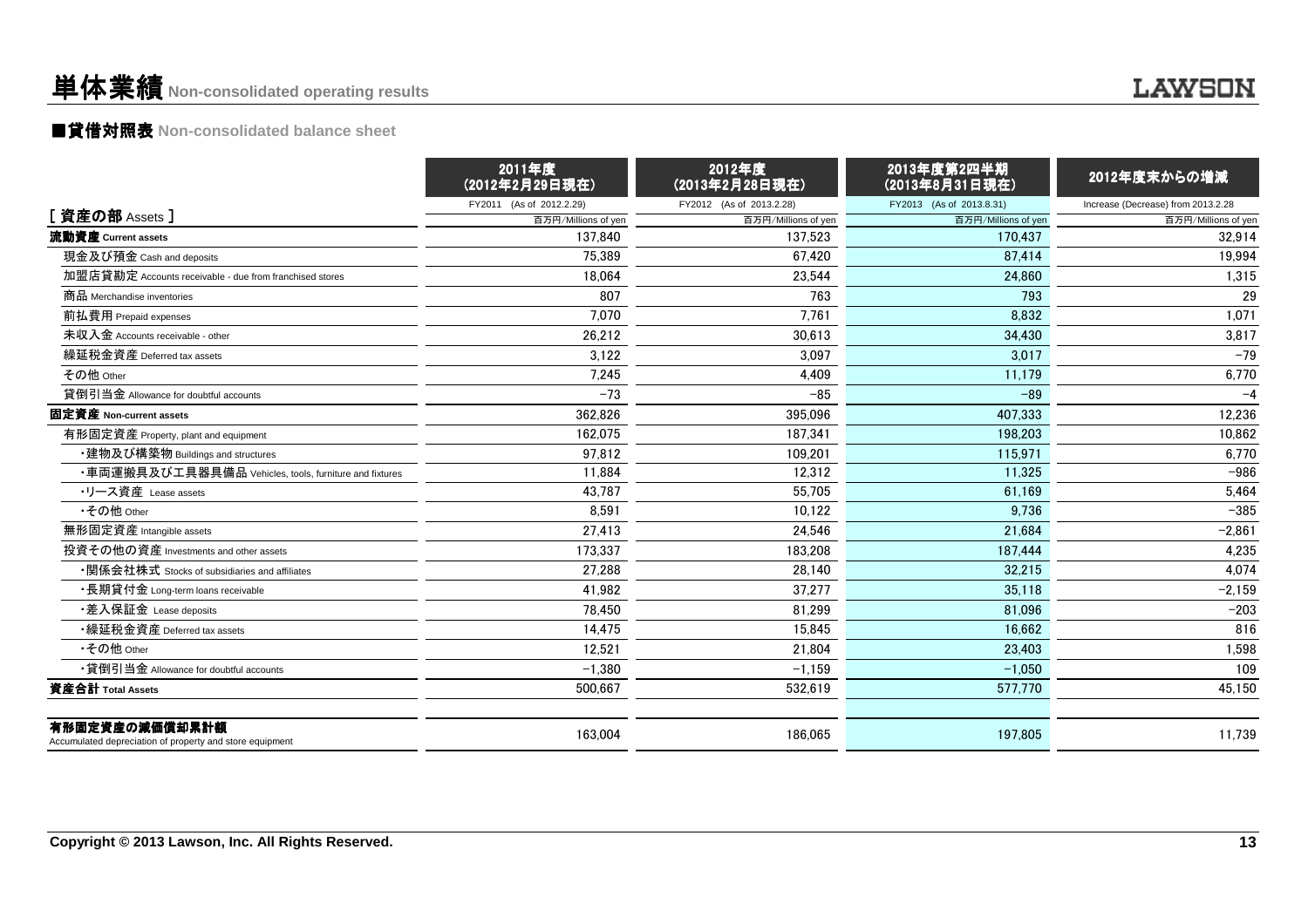# 単体業績 Non-consolidated operating results

## ■貸借対照表 Non-consolidated balance sheet

| [ 資産の部 Assets ] | 2011年度 (2012年2月29日現在) FY2011 (As of 2012.2.29) 百万円/Millions of yen | 2012年度 (2013年2月28日現在) FY2012 (As of 2013.2.28) 百万円/Millions of yen | 2013年度第2四半期 (2013年8月31日現在) FY2013 (As of 2013.8.31) 百万円/Millions of yen | 2012年度末からの増減 Increase (Decrease) from 2013.2.28 百万円/Millions of yen |
|---|---|---|---|---|
| **流動資産 Current assets** | 137,840 | 137,523 | 170,437 | 32,914 |
| 現金及び預金 Cash and deposits | 75,389 | 67,420 | 87,414 | 19,994 |
| 加盟店貸勘定 Accounts receivable - due from franchised stores | 18,064 | 23,544 | 24,860 | 1,315 |
| 商品 Merchandise inventories | 807 | 763 | 793 | 29 |
| 前払費用 Prepaid expenses | 7,070 | 7,761 | 8,832 | 1,071 |
| 未収入金 Accounts receivable - other | 26,212 | 30,613 | 34,430 | 3,817 |
| 繰延税金資産 Deferred tax assets | 3,122 | 3,097 | 3,017 | −79 |
| その他 Other | 7,245 | 4,409 | 11,179 | 6,770 |
| 貸倒引当金 Allowance for doubtful accounts | −73 | −85 | −89 | −4 |
| **固定資産 Non-current assets** | 362,826 | 395,096 | 407,333 | 12,236 |
| 有形固定資産 Property, plant and equipment | 162,075 | 187,341 | 198,203 | 10,862 |
| ・建物及び構築物 Buildings and structures | 97,812 | 109,201 | 115,971 | 6,770 |
| ・車両運搬具及び工具器具備品 Vehicles, tools, furniture and fixtures | 11,884 | 12,312 | 11,325 | −986 |
| ・リース資産 Lease assets | 43,787 | 55,705 | 61,169 | 5,464 |
| ・その他 Other | 8,591 | 10,122 | 9,736 | −385 |
| 無形固定資産 Intangible assets | 27,413 | 24,546 | 21,684 | −2,861 |
| 投資その他の資産 Investments and other assets | 173,337 | 183,208 | 187,444 | 4,235 |
| ・関係会社株式 Stocks of subsidiaries and affiliates | 27,288 | 28,140 | 32,215 | 4,074 |
| ・長期貸付金 Long-term loans receivable | 41,982 | 37,277 | 35,118 | −2,159 |
| ・差入保証金 Lease deposits | 78,450 | 81,299 | 81,096 | −203 |
| ・繰延税金資産 Deferred tax assets | 14,475 | 15,845 | 16,662 | 816 |
| ・その他 Other | 12,521 | 21,804 | 23,403 | 1,598 |
| ・貸倒引当金 Allowance for doubtful accounts | −1,380 | −1,159 | −1,050 | 109 |
| **資産合計 Total Assets** | 500,667 | 532,619 | 577,770 | 45,150 |
| **有形固定資産の減価償却累計額** Accumulated depreciation of property and store equipment | 163,004 | 186,065 | 197,805 | 11,739 |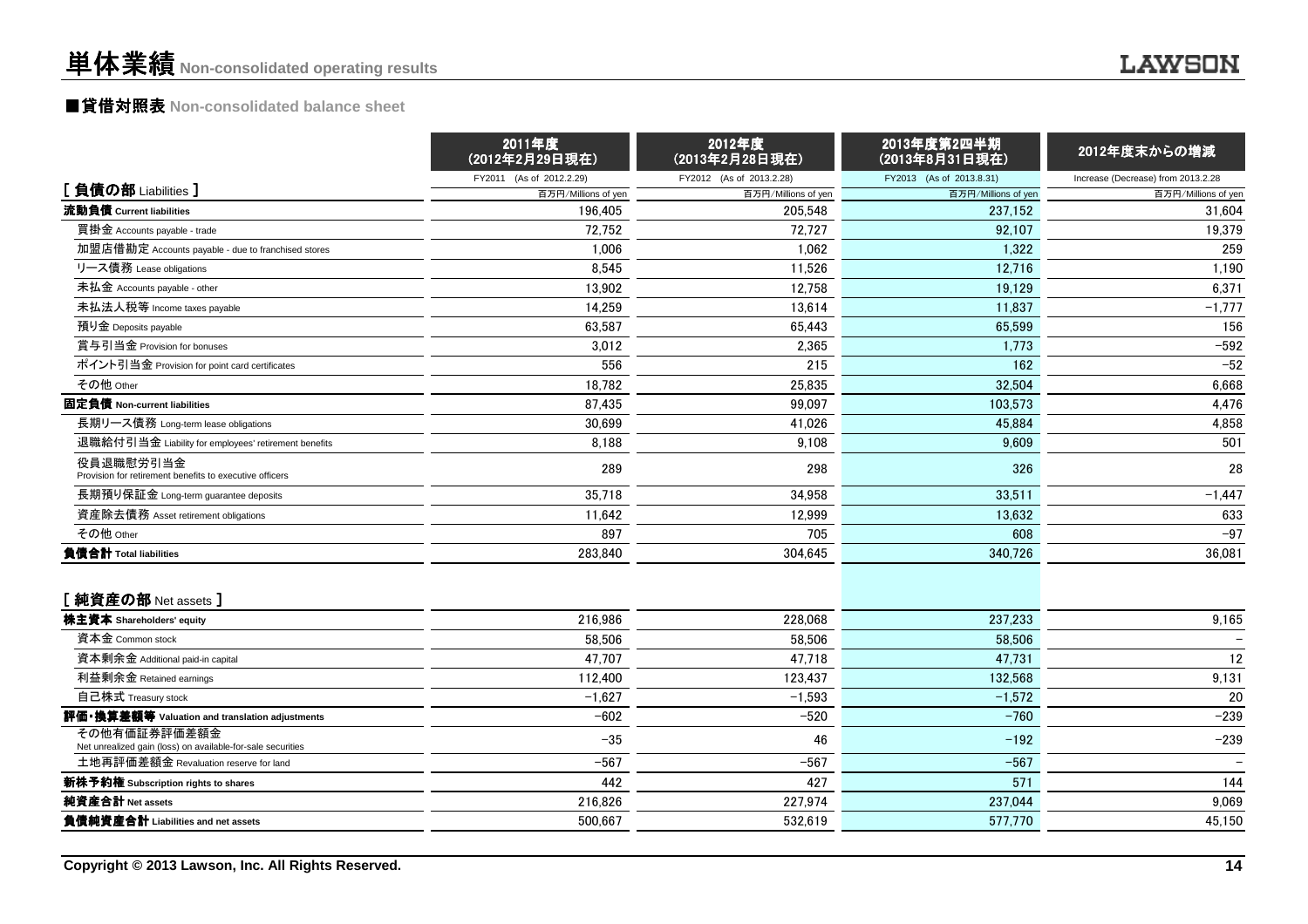# 単体業績 Non-consolidated operating results

## ■貸借対照表 Non-consolidated balance sheet

| | 2011年度 (2012年2月29日現在) | 2012年度 (2013年2月28日現在) | 2013年度第2四半期 (2013年8月31日現在) | 2012年度末からの増減 |
|---|---|---|---|---|
| | FY2011 (As of 2012.2.29) | FY2012 (As of 2013.2.28) | FY2013 (As of 2013.8.31) | Increase (Decrease) from 2013.2.28 |
| **[ 負債の部 Liabilities ]** | 百万円/Millions of yen | 百万円/Millions of yen | 百万円/Millions of yen | 百万円/Millions of yen |
| **流動負債 Current liabilities** | 196,405 | 205,548 | 237,152 | 31,604 |
| 買掛金 Accounts payable - trade | 72,752 | 72,727 | 92,107 | 19,379 |
| 加盟店借勘定 Accounts payable - due to franchised stores | 1,006 | 1,062 | 1,322 | 259 |
| リース債務 Lease obligations | 8,545 | 11,526 | 12,716 | 1,190 |
| 未払金 Accounts payable - other | 13,902 | 12,758 | 19,129 | 6,371 |
| 未払法人税等 Income taxes payable | 14,259 | 13,614 | 11,837 | −1,777 |
| 預り金 Deposits payable | 63,587 | 65,443 | 65,599 | 156 |
| 賞与引当金 Provision for bonuses | 3,012 | 2,365 | 1,773 | −592 |
| ポイント引当金 Provision for point card certificates | 556 | 215 | 162 | −52 |
| その他 Other | 18,782 | 25,835 | 32,504 | 6,668 |
| **固定負債 Non-current liabilities** | 87,435 | 99,097 | 103,573 | 4,476 |
| 長期リース債務 Long-term lease obligations | 30,699 | 41,026 | 45,884 | 4,858 |
| 退職給付引当金 Liability for employees' retirement benefits | 8,188 | 9,108 | 9,609 | 501 |
| 役員退職慰労引当金 Provision for retirement benefits to executive officers | 289 | 298 | 326 | 28 |
| 長期預り保証金 Long-term guarantee deposits | 35,718 | 34,958 | 33,511 | −1,447 |
| 資産除去債務 Asset retirement obligations | 11,642 | 12,999 | 13,632 | 633 |
| その他 Other | 897 | 705 | 608 | −97 |
| **負債合計 Total liabilities** | 283,840 | 304,645 | 340,726 | 36,081 |
| **[ 純資産の部 Net assets ]** | | | | |
| **株主資本 Shareholders' equity** | 216,986 | 228,068 | 237,233 | 9,165 |
| 資本金 Common stock | 58,506 | 58,506 | 58,506 | − |
| 資本剰余金 Additional paid-in capital | 47,707 | 47,718 | 47,731 | 12 |
| 利益剰余金 Retained earnings | 112,400 | 123,437 | 132,568 | 9,131 |
| 自己株式 Treasury stock | −1,627 | −1,593 | −1,572 | 20 |
| **評価・換算差額等 Valuation and translation adjustments** | −602 | −520 | −760 | −239 |
| その他有価証券評価差額金 Net unrealized gain (loss) on available-for-sale securities | −35 | 46 | −192 | −239 |
| 土地再評価差額金 Revaluation reserve for land | −567 | −567 | −567 | − |
| **新株予約権 Subscription rights to shares** | 442 | 427 | 571 | 144 |
| **純資産合計 Net assets** | 216,826 | 227,974 | 237,044 | 9,069 |
| **負債純資産合計 Liabilities and net assets** | 500,667 | 532,619 | 577,770 | 45,150 |

Copyright © 2013 Lawson, Inc. All Rights Reserved.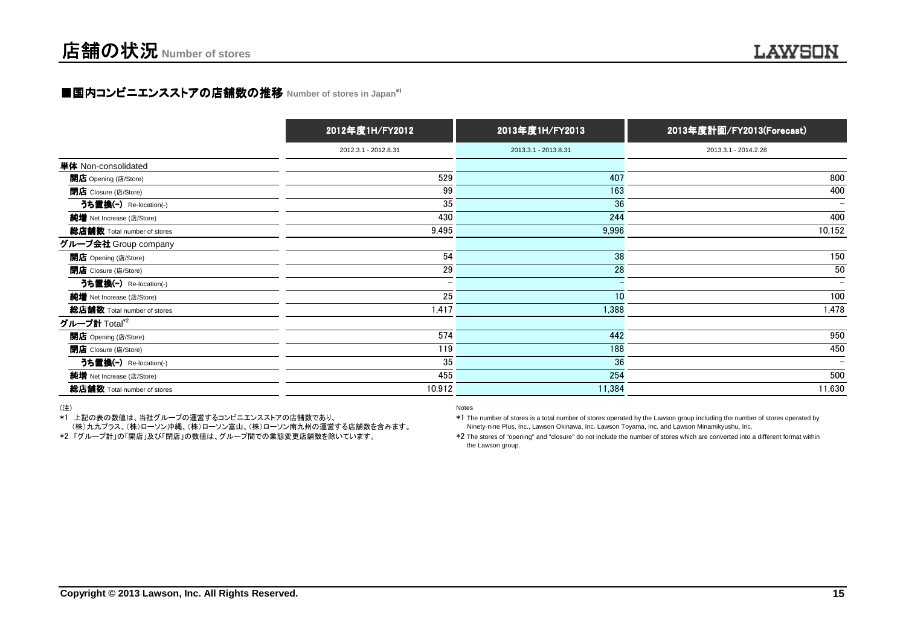# 店舗の状況 Number of stores

## ■国内コンビニエンスストアの店舗数の推移 Number of stores in Japan[*1]

| | 2012年度1H/FY2012 | 2013年度1H/FY2013 | 2013年度計画/FY2013(Forecast) |
|---|---|---|---|
| | 2012.3.1 - 2012.8.31 | 2013.3.1 - 2013.8.31 | 2013.3.1 - 2014.2.28 |
| **単体** Non-consolidated | | | |
| **開店** Opening (店/Store) | 529 | 407 | 800 |
| **閉店** Closure (店/Store) | 99 | 163 | 400 |
| **うち置換(-)** Re-location(-) | 35 | 36 | − |
| **純増** Net Increase (店/Store) | 430 | 244 | 400 |
| **総店舗数** Total number of stores | 9,495 | 9,996 | 10,152 |
| **グループ会社** Group company | | | |
| **開店** Opening (店/Store) | 54 | 38 | 150 |
| **閉店** Closure (店/Store) | 29 | 28 | 50 |
| **うち置換(-)** Re-location(-) | − | − | − |
| **純増** Net Increase (店/Store) | 25 | 10 | 100 |
| **総店舗数** Total number of stores | 1,417 | 1,388 | 1,478 |
| **グループ計** Total[*2] | | | |
| **開店** Opening (店/Store) | 574 | 442 | 950 |
| **閉店** Closure (店/Store) | 119 | 188 | 450 |
| **うち置換(-)** Re-location(-) | 35 | 36 | − |
| **純増** Net Increase (店/Store) | 455 | 254 | 500 |
| **総店舗数** Total number of stores | 10,912 | 11,384 | 11,630 |

（注）

*1 上記の表の数値は、当社グループの運営するコンビニエンスストアの店舗数であり、（株）九九プラス、（株）ローソン沖縄、（株）ローソン富山、（株）ローソン南九州の運営する店舗数を含みます。

*2 「グループ計」の「開店」及び「閉店」の数値は、グループ間での業態変更店舗数を除いています。

Notes

*1 The number of stores is a total number of stores operated by the Lawson group including the number of stores operated by Ninety-nine Plus, Inc., Lawson Okinawa, Inc. Lawson Toyama, Inc. and Lawson Minamikyushu, Inc.

*2 The stores of "opening" and "closure" do not include the number of stores which are converted into a different format within the Lawson group.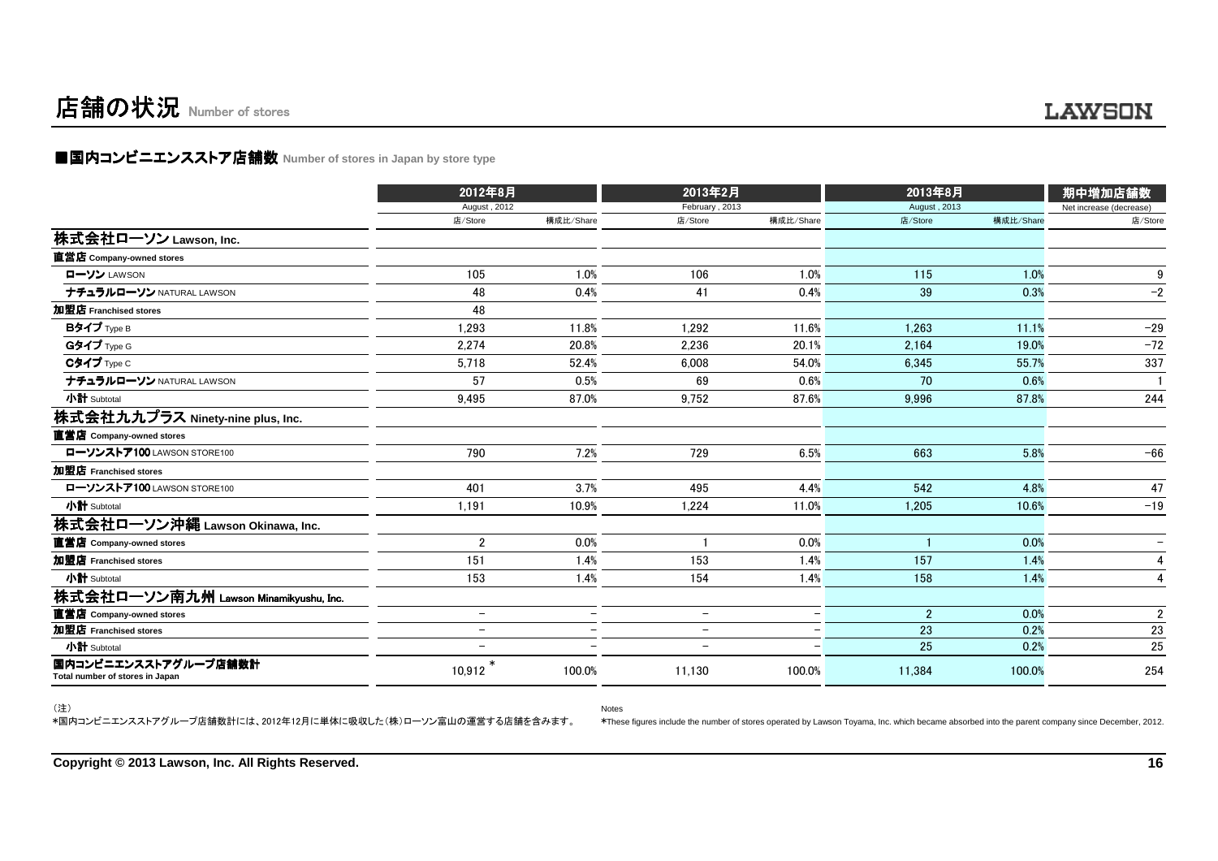# 店舗の状況 Number of stores

## ■国内コンビニエンスストア店舗数 Number of stores in Japan by store type

| | 2012年8月 August , 2012 | | 2013年2月 February , 2013 | | 2013年8月 August , 2013 | | 期中増加店舗数 Net increase (decrease) |
|---|---|---|---|---|---|---|---|
| | 店/Store | 構成比/Share | 店/Store | 構成比/Share | 店/Store | 構成比/Share | 店/Store |
| **株式会社ローソン Lawson, Inc.** | | | | | | | |
| **直営店 Company-owned stores** | | | | | | | |
| **ローソン** LAWSON | 105 | 1.0% | 106 | 1.0% | 115 | 1.0% | 9 |
| **ナチュラルローソン** NATURAL LAWSON | 48 | 0.4% | 41 | 0.4% | 39 | 0.3% | −2 |
| **加盟店 Franchised stores** | 48 | | | | | | |
| **Bタイプ** Type B | 1,293 | 11.8% | 1,292 | 11.6% | 1,263 | 11.1% | −29 |
| **Gタイプ** Type G | 2,274 | 20.8% | 2,236 | 20.1% | 2,164 | 19.0% | −72 |
| **Cタイプ** Type C | 5,718 | 52.4% | 6,008 | 54.0% | 6,345 | 55.7% | 337 |
| **ナチュラルローソン** NATURAL LAWSON | 57 | 0.5% | 69 | 0.6% | 70 | 0.6% | 1 |
| **小計** Subtotal | 9,495 | 87.0% | 9,752 | 87.6% | 9,996 | 87.8% | 244 |
| **株式会社九九プラス Ninety-nine plus, Inc.** | | | | | | | |
| **直営店 Company-owned stores** | | | | | | | |
| **ローソンストア100** LAWSON STORE100 | 790 | 7.2% | 729 | 6.5% | 663 | 5.8% | −66 |
| **加盟店 Franchised stores** | | | | | | | |
| **ローソンストア100** LAWSON STORE100 | 401 | 3.7% | 495 | 4.4% | 542 | 4.8% | 47 |
| **小計** Subtotal | 1,191 | 10.9% | 1,224 | 11.0% | 1,205 | 10.6% | −19 |
| **株式会社ローソン沖縄 Lawson Okinawa, Inc.** | | | | | | | |
| **直営店 Company-owned stores** | 2 | 0.0% | 1 | 0.0% | 1 | 0.0% | − |
| **加盟店 Franchised stores** | 151 | 1.4% | 153 | 1.4% | 157 | 1.4% | 4 |
| **小計** Subtotal | 153 | 1.4% | 154 | 1.4% | 158 | 1.4% | 4 |
| **株式会社ローソン南九州 Lawson Minamikyushu, Inc.** | | | | | | | |
| **直営店 Company-owned stores** | − | − | − | − | 2 | 0.0% | 2 |
| **加盟店 Franchised stores** | − | − | − | − | 23 | 0.2% | 23 |
| **小計** Subtotal | − | − | − | − | 25 | 0.2% | 25 |
| **国内コンビニエンスストアグループ店舗数計** Total number of stores in Japan | 10,912 * | 100.0% | 11,130 | 100.0% | 11,384 | 100.0% | 254 |

（注）
*国内コンビニエンスストアグループ店舗数計には、2012年12月に単体に吸収した（株）ローソン富山の運営する店舗を含みます。

Notes
*These figures include the number of stores operated by Lawson Toyama, Inc. which became absorbed into the parent company since December, 2012.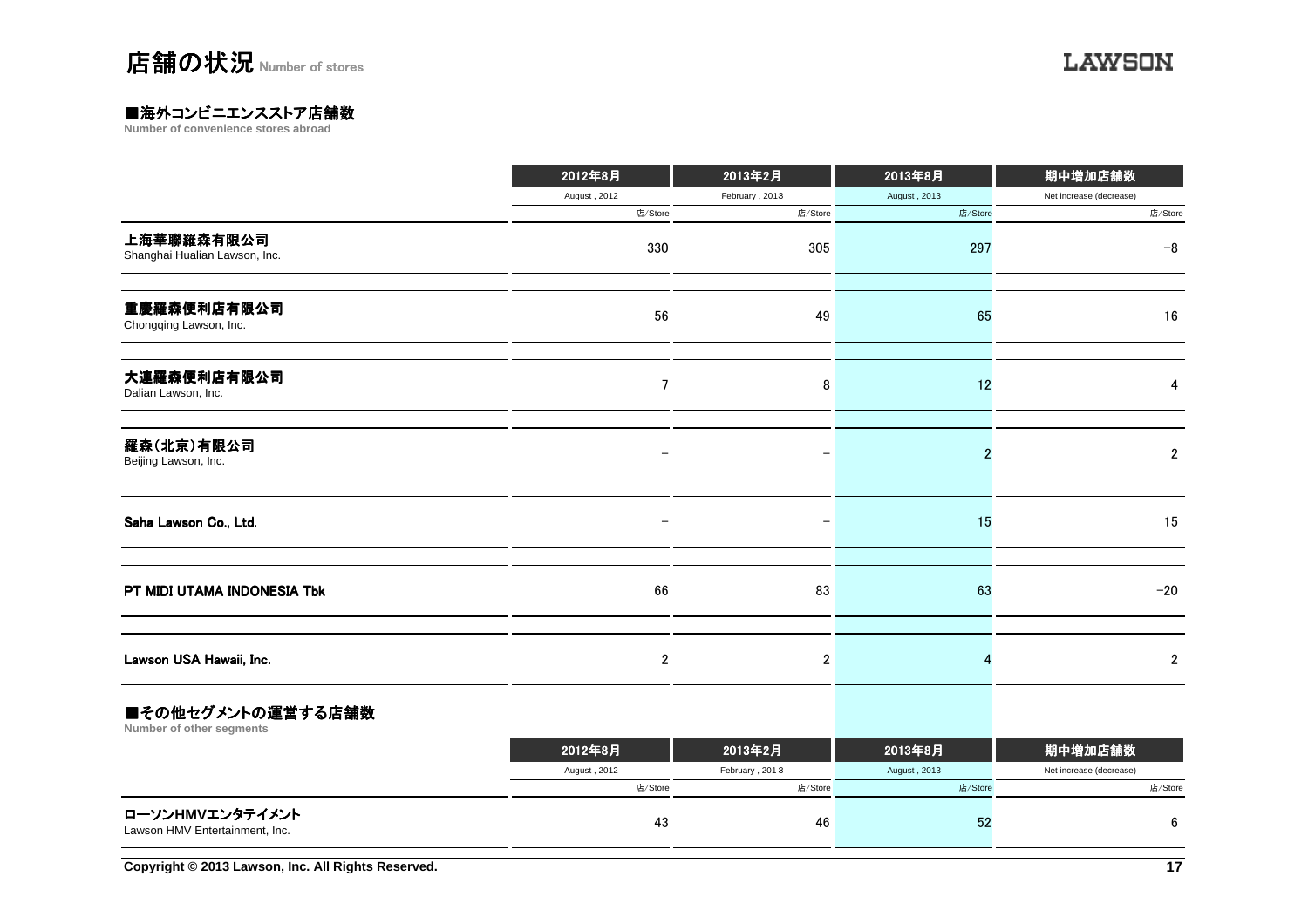# 店舗の状況 Number of stores

## ■海外コンビニエンスストア店舗数

**Number of convenience stores abroad**

| | 2012年8月 | 2013年2月 | 2013年8月 | 期中増加店舗数 |
|---|---|---|---|---|
| | August , 2012 | February , 2013 | August , 2013 | Net increase (decrease) |
| | 店/Store | 店/Store | 店/Store | 店/Store |
| 上海華聯羅森有限公司<br>Shanghai Hualian Lawson, Inc. | 330 | 305 | 297 | −8 |
| 重慶羅森便利店有限公司<br>Chongqing Lawson, Inc. | 56 | 49 | 65 | 16 |
| 大連羅森便利店有限公司<br>Dalian Lawson, Inc. | 7 | 8 | 12 | 4 |
| 羅森(北京)有限公司<br>Beijing Lawson, Inc. | − | − | 2 | 2 |
| Saha Lawson Co., Ltd. | − | − | 15 | 15 |
| PT MIDI UTAMA INDONESIA Tbk | 66 | 83 | 63 | −20 |
| Lawson USA Hawaii, Inc. | 2 | 2 | 4 | 2 |

## ■その他セグメントの運営する店舗数

**Number of other segments**

| | 2012年8月 | 2013年2月 | 2013年8月 | 期中増加店舗数 |
|---|---|---|---|---|
| | August , 2012 | February , 2013 | August , 2013 | Net increase (decrease) |
| | 店/Store | 店/Store | 店/Store | 店/Store |
| ローソンHMVエンタテイメント<br>Lawson HMV Entertainment, Inc. | 43 | 46 | 52 | 6 |

Copyright © 2013 Lawson, Inc. All Rights Reserved.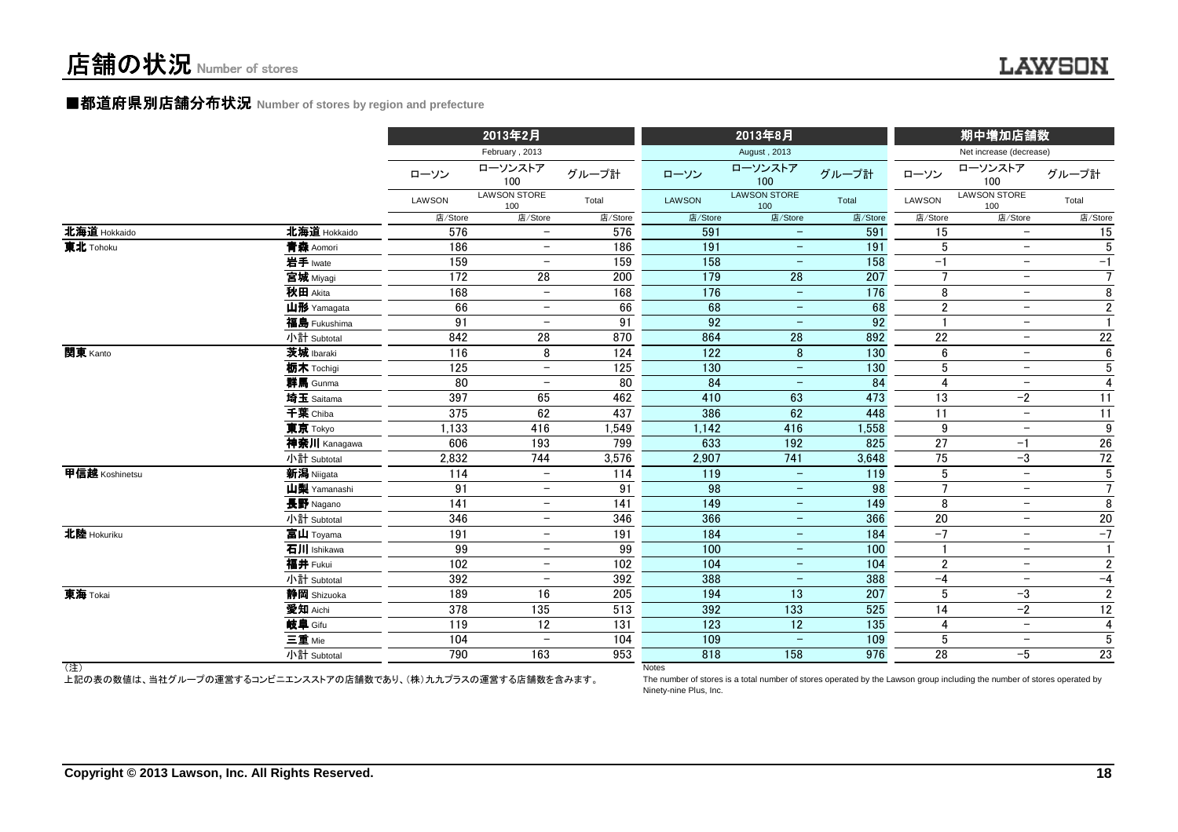# 店舗の状況 Number of stores

## ■都道府県別店舗分布状況 Number of stores by region and prefecture

| | | 2013年2月 February , 2013 | | | 2013年8月 August , 2013 | | | 期中増加店舗数 Net increase (decrease) | | |
|---|---|---|---|---|---|---|---|---|---|---|
| | | ローソン LAWSON | ローソンストア100 LAWSON STORE 100 | グループ計 Total | ローソン LAWSON | ローソンストア100 LAWSON STORE 100 | グループ計 Total | ローソン LAWSON | ローソンストア100 LAWSON STORE 100 | グループ計 Total |
| | | 店/Store | 店/Store | 店/Store | 店/Store | 店/Store | 店/Store | 店/Store | 店/Store | 店/Store |
| 北海道 Hokkaido | 北海道 Hokkaido | 576 | − | 576 | 591 | − | 591 | 15 | − | 15 |
| 東北 Tohoku | 青森 Aomori | 186 | − | 186 | 191 | − | 191 | 5 | − | 5 |
| | 岩手 Iwate | 159 | − | 159 | 158 | − | 158 | −1 | − | −1 |
| | 宮城 Miyagi | 172 | 28 | 200 | 179 | 28 | 207 | 7 | − | 7 |
| | 秋田 Akita | 168 | − | 168 | 176 | − | 176 | 8 | − | 8 |
| | 山形 Yamagata | 66 | − | 66 | 68 | − | 68 | 2 | − | 2 |
| | 福島 Fukushima | 91 | − | 91 | 92 | − | 92 | 1 | − | 1 |
| | 小計 Subtotal | 842 | 28 | 870 | 864 | 28 | 892 | 22 | − | 22 |
| 関東 Kanto | 茨城 Ibaraki | 116 | 8 | 124 | 122 | 8 | 130 | 6 | − | 6 |
| | 栃木 Tochigi | 125 | − | 125 | 130 | − | 130 | 5 | − | 5 |
| | 群馬 Gunma | 80 | − | 80 | 84 | − | 84 | 4 | − | 4 |
| | 埼玉 Saitama | 397 | 65 | 462 | 410 | 63 | 473 | 13 | −2 | 11 |
| | 千葉 Chiba | 375 | 62 | 437 | 386 | 62 | 448 | 11 | − | 11 |
| | 東京 Tokyo | 1,133 | 416 | 1,549 | 1,142 | 416 | 1,558 | 9 | − | 9 |
| | 神奈川 Kanagawa | 606 | 193 | 799 | 633 | 192 | 825 | 27 | −1 | 26 |
| | 小計 Subtotal | 2,832 | 744 | 3,576 | 2,907 | 741 | 3,648 | 75 | −3 | 72 |
| 甲信越 Koshinetsu | 新潟 Niigata | 114 | − | 114 | 119 | − | 119 | 5 | − | 5 |
| | 山梨 Yamanashi | 91 | − | 91 | 98 | − | 98 | 7 | − | 7 |
| | 長野 Nagano | 141 | − | 141 | 149 | − | 149 | 8 | − | 8 |
| | 小計 Subtotal | 346 | − | 346 | 366 | − | 366 | 20 | − | 20 |
| 北陸 Hokuriku | 富山 Toyama | 191 | − | 191 | 184 | − | 184 | −7 | − | −7 |
| | 石川 Ishikawa | 99 | − | 99 | 100 | − | 100 | 1 | − | 1 |
| | 福井 Fukui | 102 | − | 102 | 104 | − | 104 | 2 | − | 2 |
| | 小計 Subtotal | 392 | − | 392 | 388 | − | 388 | −4 | − | −4 |
| 東海 Tokai | 静岡 Shizuoka | 189 | 16 | 205 | 194 | 13 | 207 | 5 | −3 | 2 |
| | 愛知 Aichi | 378 | 135 | 513 | 392 | 133 | 525 | 14 | −2 | 12 |
| | 岐阜 Gifu | 119 | 12 | 131 | 123 | 12 | 135 | 4 | − | 4 |
| | 三重 Mie | 104 | − | 104 | 109 | − | 109 | 5 | − | 5 |
| | 小計 Subtotal | 790 | 163 | 953 | 818 | 158 | 976 | 28 | −5 | 23 |

(注)
上記の表の数値は、当社グループの運営するコンビニエンスストアの店舗数であり、(株)九九プラスの運営する店舗数を含みます。

Notes
The number of stores is a total number of stores operated by the Lawson group including the number of stores operated by Ninety-nine Plus, Inc.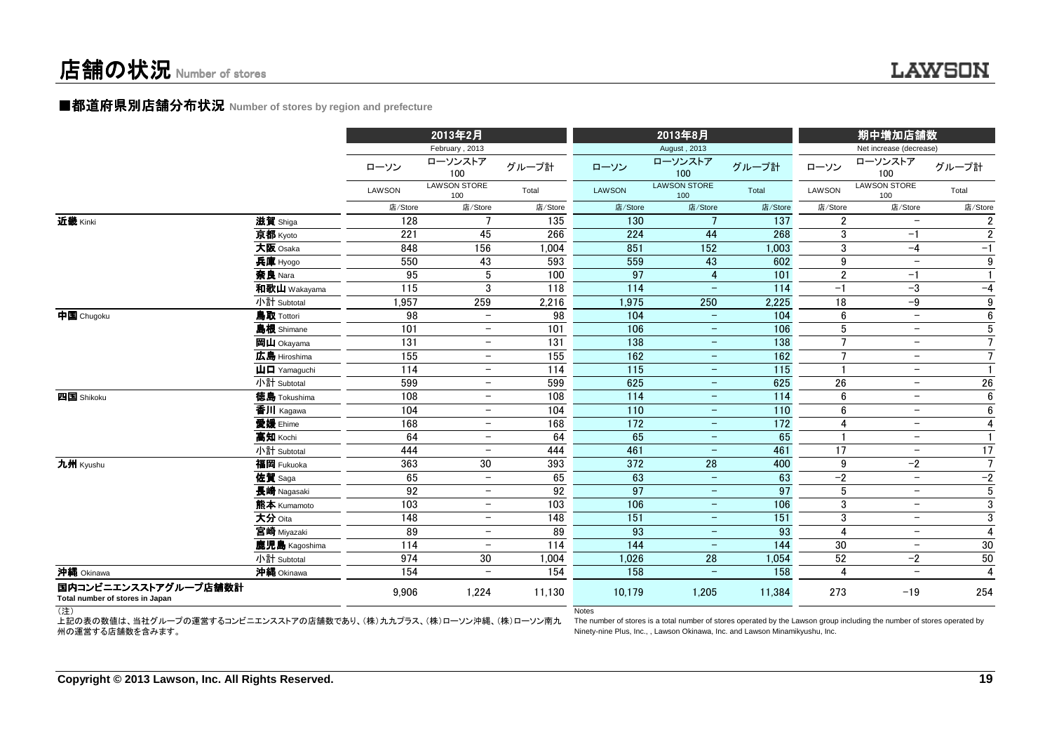# 店舗の状況 Number of stores

## ■都道府県別店舗分布状況 Number of stores by region and prefecture

| | | 2013年2月 February , 2013 | | | 2013年8月 August , 2013 | | | 期中増加店舗数 Net increase (decrease) | | |
|---|---|---|---|---|---|---|---|---|---|---|
| | | ローソン LAWSON | ローソンストア100 LAWSON STORE 100 | グループ計 Total | ローソン LAWSON | ローソンストア100 LAWSON STORE 100 | グループ計 Total | ローソン LAWSON | ローソンストア100 LAWSON STORE 100 | グループ計 Total |
| | | 店/Store | 店/Store | 店/Store | 店/Store | 店/Store | 店/Store | 店/Store | 店/Store | 店/Store |
| **近畿** Kinki | **滋賀** Shiga | 128 | 7 | 135 | 130 | 7 | 137 | 2 | − | 2 |
| | **京都** Kyoto | 221 | 45 | 266 | 224 | 44 | 268 | 3 | −1 | 2 |
| | **大阪** Osaka | 848 | 156 | 1,004 | 851 | 152 | 1,003 | 3 | −4 | −1 |
| | **兵庫** Hyogo | 550 | 43 | 593 | 559 | 43 | 602 | 9 | − | 9 |
| | **奈良** Nara | 95 | 5 | 100 | 97 | 4 | 101 | 2 | −1 | 1 |
| | **和歌山** Wakayama | 115 | 3 | 118 | 114 | − | 114 | −1 | −3 | −4 |
| | 小計 Subtotal | 1,957 | 259 | 2,216 | 1,975 | 250 | 2,225 | 18 | −9 | 9 |
| **中国** Chugoku | **鳥取** Tottori | 98 | − | 98 | 104 | − | 104 | 6 | − | 6 |
| | **島根** Shimane | 101 | − | 101 | 106 | − | 106 | 5 | − | 5 |
| | **岡山** Okayama | 131 | − | 131 | 138 | − | 138 | 7 | − | 7 |
| | **広島** Hiroshima | 155 | − | 155 | 162 | − | 162 | 7 | − | 7 |
| | **山口** Yamaguchi | 114 | − | 114 | 115 | − | 115 | 1 | − | 1 |
| | 小計 Subtotal | 599 | − | 599 | 625 | − | 625 | 26 | − | 26 |
| **四国** Shikoku | **徳島** Tokushima | 108 | − | 108 | 114 | − | 114 | 6 | − | 6 |
| | **香川** Kagawa | 104 | − | 104 | 110 | − | 110 | 6 | − | 6 |
| | **愛媛** Ehime | 168 | − | 168 | 172 | − | 172 | 4 | − | 4 |
| | **高知** Kochi | 64 | − | 64 | 65 | − | 65 | 1 | − | 1 |
| | 小計 Subtotal | 444 | − | 444 | 461 | − | 461 | 17 | − | 17 |
| **九州** Kyushu | **福岡** Fukuoka | 363 | 30 | 393 | 372 | 28 | 400 | 9 | −2 | 7 |
| | **佐賀** Saga | 65 | − | 65 | 63 | − | 63 | −2 | − | −2 |
| | **長崎** Nagasaki | 92 | − | 92 | 97 | − | 97 | 5 | − | 5 |
| | **熊本** Kumamoto | 103 | − | 103 | 106 | − | 106 | 3 | − | 3 |
| | **大分** Oita | 148 | − | 148 | 151 | − | 151 | 3 | − | 3 |
| | **宮崎** Miyazaki | 89 | − | 89 | 93 | − | 93 | 4 | − | 4 |
| | **鹿児島** Kagoshima | 114 | − | 114 | 144 | − | 144 | 30 | − | 30 |
| | 小計 Subtotal | 974 | 30 | 1,004 | 1,026 | 28 | 1,054 | 52 | −2 | 50 |
| **沖縄** Okinawa | **沖縄** Okinawa | 154 | − | 154 | 158 | − | 158 | 4 | − | 4 |
| **国内コンビニエンスストアグループ店舗数計** Total number of stores in Japan | | 9,906 | 1,224 | 11,130 | 10,179 | 1,205 | 11,384 | 273 | −19 | 254 |

（注）
上記の表の数値は、当社グループの運営するコンビニエンスストアの店舗数であり、(株)九九プラス、(株)ローソン沖縄、(株)ローソン南九州の運営する店舗数を含みます。

Notes
The number of stores is a total number of stores operated by the Lawson group including the number of stores operated by Ninety-nine Plus, Inc., , Lawson Okinawa, Inc. and Lawson Minamikyushu, Inc.

Copyright © 2013 Lawson, Inc. All Rights Reserved.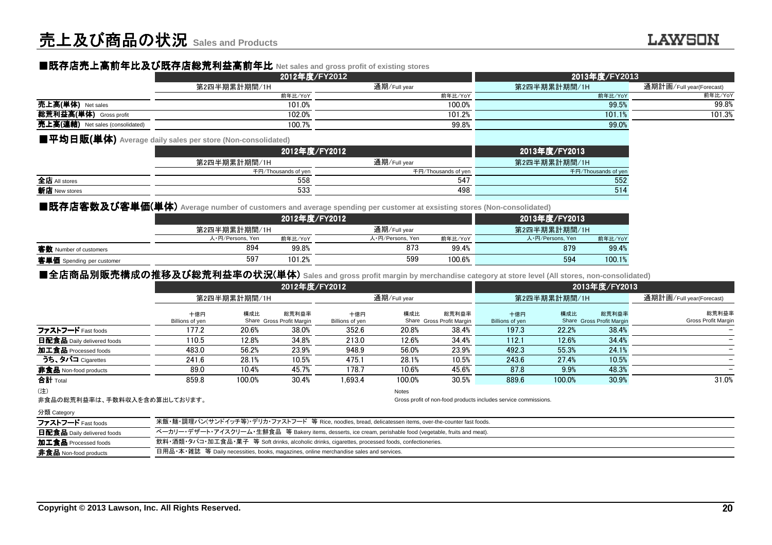# 売上及び商品の状況 Sales and Products

## ■既存店売上高前年比及び既存店総荒利益高前年比 Net sales and gross profit of existing stores

| | 2012年度/FY2012 | | 2013年度/FY2013 | |
|---|---|---|---|---|
| | 第2四半期累計期間/1H | 通期/Full year | 第2四半期累計期間/1H | 通期計画/Full year(Forecast) |
| | 前年比/YoY | 前年比/YoY | 前年比/YoY | 前年比/YoY |
| 売上高(単体) Net sales | 101.0% | 100.0% | 99.5% | 99.8% |
| 総荒利益高(単体) Gross profit | 102.0% | 101.2% | 101.1% | 101.3% |
| 売上高(連結) Net sales (consolidated) | 100.7% | 99.8% | 99.0% | |

## ■平均日販(単体) Average daily sales per store (Non-consolidated)

| | 2012年度/FY2012 | | 2013年度/FY2013 |
|---|---|---|---|
| | 第2四半期累計期間/1H | 通期/Full year | 第2四半期累計期間/1H |
| | 千円/Thousands of yen | 千円/Thousands of yen | 千円/Thousands of yen |
| 全店 All stores | 558 | 547 | 552 |
| 新店 New stores | 533 | 498 | 514 |

## ■既存店客数及び客単価(単体) Average number of customers and average spending per customer at exsisting stores (Non-consolidated)

| | 2012年度/FY2012 | | | | 2013年度/FY2013 | |
|---|---|---|---|---|---|---|
| | 第2四半期累計期間/1H | | 通期/Full year | | 第2四半期累計期間/1H | |
| | 人・円/Persons, Yen | 前年比/YoY | 人・円/Persons, Yen | 前年比/YoY | 人・円/Persons, Yen | 前年比/YoY |
| 客数 Number of customers | 894 | 99.8% | 873 | 99.4% | 879 | 99.4% |
| 客単価 Spending per customer | 597 | 101.2% | 599 | 100.6% | 594 | 100.1% |

## ■全店商品別販売構成の推移及び総荒利益率の状況(単体) Sales and gross profit margin by merchandise category at store level (All stores, non-consolidated)

| | 2012年度/FY2012 | | | | | | 2013年度/FY2013 | | | |
|---|---|---|---|---|---|---|---|---|---|---|
| | 第2四半期累計期間/1H | | | 通期/Full year | | | 第2四半期累計期間/1H | | | 通期計画/Full year(Forecast) |
| | 十億円 Billions of yen | 構成比 Share | 総荒利益率 Gross Profit Margin | 十億円 Billions of yen | 構成比 Share | 総荒利益率 Gross Profit Margin | 十億円 Billions of yen | 構成比 Share | 総荒利益率 Gross Profit Margin | 総荒利益率 Gross Profit Margin |
| ファストフード Fast foods | 177.2 | 20.6% | 38.0% | 352.6 | 20.8% | 38.4% | 197.3 | 22.2% | 38.4% | − |
| 日配食品 Daily delivered foods | 110.5 | 12.8% | 34.8% | 213.0 | 12.6% | 34.4% | 112.1 | 12.6% | 34.4% | − |
| 加工食品 Processed foods | 483.0 | 56.2% | 23.9% | 948.9 | 56.0% | 23.9% | 492.3 | 55.3% | 24.1% | − |
| うち、タバコ Cigarettes | 241.6 | 28.1% | 10.5% | 475.1 | 28.1% | 10.5% | 243.6 | 27.4% | 10.5% | − |
| 非食品 Non-food products | 89.0 | 10.4% | 45.7% | 178.7 | 10.6% | 45.6% | 87.8 | 9.9% | 48.3% | − |
| 合計 Total | 859.8 | 100.0% | 30.4% | 1,693.4 | 100.0% | 30.5% | 889.6 | 100.0% | 30.9% | 31.0% |

(注)
非食品の総荒利益率は、手数料収入を含め算出しております。

Notes
Gross profit of non-food products includes service commissions.

分類 Category

| | |
|---|---|
| ファストフード Fast foods | 米飯・麺・調理パン(サンドイッチ等)・デリカ・ファストフード 等 Rice, noodles, bread, delicatessen items, over-the-counter fast foods. |
| 日配食品 Daily delivered foods | ベーカリー・デザート・アイスクリーム・生鮮食品 等 Bakery items, desserts, ice cream, perishable food (vegetable, fruits and meat). |
| 加工食品 Processed foods | 飲料・酒類・タバコ・加工食品・菓子 等 Soft drinks, alcoholic drinks, cigarettes, processed foods, confectioneries. |
| 非食品 Non-food products | 日用品・本・雑誌 等 Daily necessities, books, magazines, online merchandise sales and services. |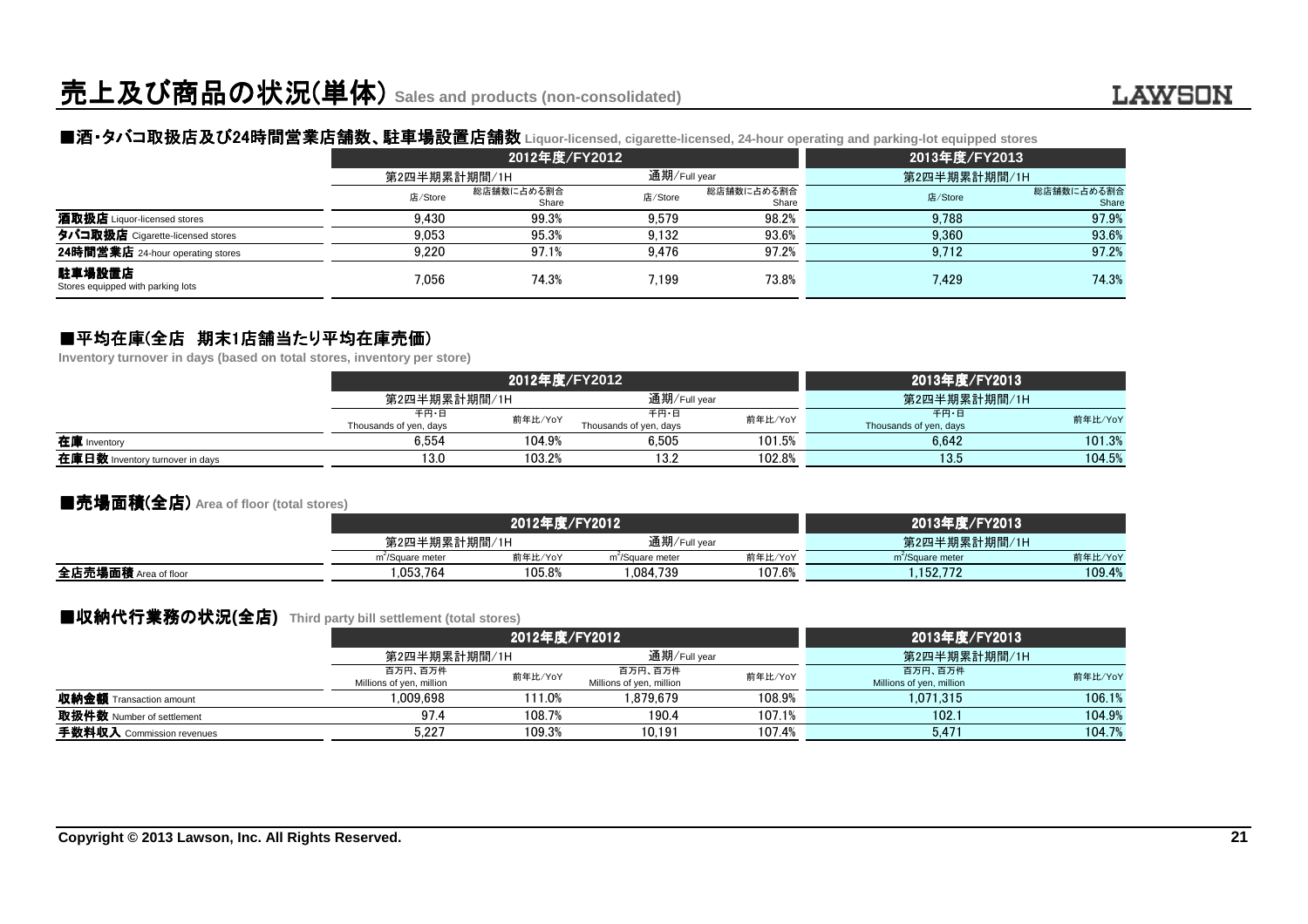# 売上及び商品の状況(単体) Sales and products (non-consolidated)

## ■酒・タバコ取扱店及び24時間営業店舗数、駐車場設置店舗数 Liquor-licensed, cigarette-licensed, 24-hour operating and parking-lot equipped stores

| | 2012年度/FY2012 | | | | 2013年度/FY2013 | |
|---|---|---|---|---|---|---|
| | 第2四半期累計期間/1H | | 通期/Full year | | 第2四半期累計期間/1H | |
| | 店/Store | 総店舗数に占める割合 Share | 店/Store | 総店舗数に占める割合 Share | 店/Store | 総店舗数に占める割合 Share |
| **酒取扱店** Liquor-licensed stores | 9,430 | 99.3% | 9,579 | 98.2% | 9,788 | 97.9% |
| **タバコ取扱店** Cigarette-licensed stores | 9,053 | 95.3% | 9,132 | 93.6% | 9,360 | 93.6% |
| **24時間営業店** 24-hour operating stores | 9,220 | 97.1% | 9,476 | 97.2% | 9,712 | 97.2% |
| **駐車場設置店** Stores equipped with parking lots | 7,056 | 74.3% | 7,199 | 73.8% | 7,429 | 74.3% |

## ■平均在庫(全店　期末1店舗当たり平均在庫売価)

Inventory turnover in days (based on total stores, inventory per store)

| | 2012年度/FY2012 | | | | 2013年度/FY2013 | |
|---|---|---|---|---|---|---|
| | 第2四半期累計期間/1H | | 通期/Full year | | 第2四半期累計期間/1H | |
| | 千円・日 Thousands of yen, days | 前年比/YoY | 千円・日 Thousands of yen, days | 前年比/YoY | 千円・日 Thousands of yen, days | 前年比/YoY |
| **在庫** Inventory | 6,554 | 104.9% | 6,505 | 101.5% | 6,642 | 101.3% |
| **在庫日数** Inventory turnover in days | 13.0 | 103.2% | 13.2 | 102.8% | 13.5 | 104.5% |

## ■売場面積(全店) Area of floor (total stores)

| | 2012年度/FY2012 | | | | 2013年度/FY2013 | |
|---|---|---|---|---|---|---|
| | 第2四半期累計期間/1H | | 通期/Full year | | 第2四半期累計期間/1H | |
| | $m^2$/Square meter | 前年比/YoY | $m^2$/Square meter | 前年比/YoY | $m^2$/Square meter | 前年比/YoY |
| **全店売場面積** Area of floor | 1,053,764 | 105.8% | 1,084,739 | 107.6% | 1,152,772 | 109.4% |

## ■収納代行業務の状況(全店) Third party bill settlement (total stores)

| | 2012年度/FY2012 | | | | 2013年度/FY2013 | |
|---|---|---|---|---|---|---|
| | 第2四半期累計期間/1H | | 通期/Full year | | 第2四半期累計期間/1H | |
| | 百万円、百万件 Millions of yen, million | 前年比/YoY | 百万円、百万件 Millions of yen, million | 前年比/YoY | 百万円、百万件 Millions of yen, million | 前年比/YoY |
| **収納金額** Transaction amount | 1,009,698 | 111.0% | 1,879,679 | 108.9% | 1,071,315 | 106.1% |
| **取扱件数** Number of settlement | 97.4 | 108.7% | 190.4 | 107.1% | 102.1 | 104.9% |
| **手数料収入** Commission revenues | 5,227 | 109.3% | 10,191 | 107.4% | 5,471 | 104.7% |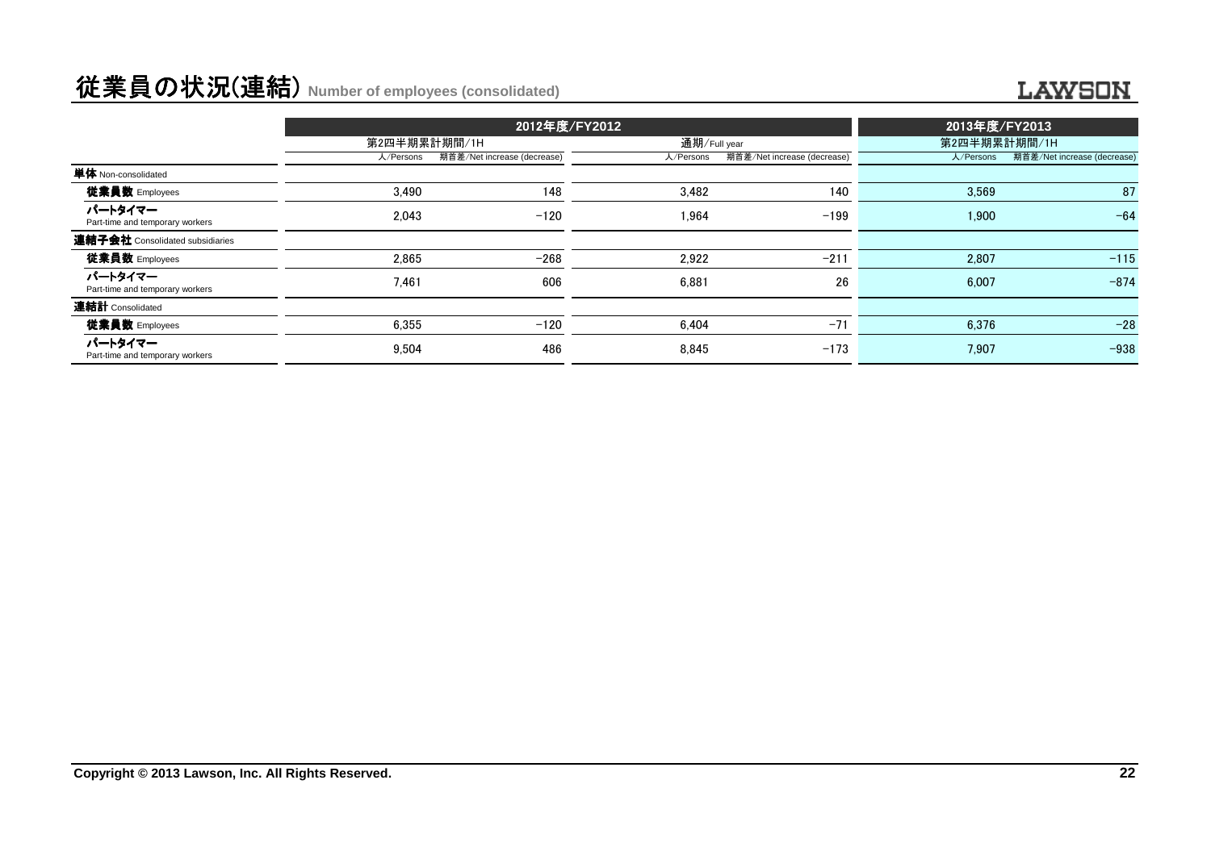# 従業員の状況(連結) Number of employees (consolidated)

| | 2012年度/FY2012 | | | | 2013年度/FY2013 | |
|---|---|---|---|---|---|---|
| | 第2四半期累計期間/1H | | 通期/Full year | | 第2四半期累計期間/1H | |
| | 人/Persons | 期首差/Net increase (decrease) | 人/Persons | 期首差/Net increase (decrease) | 人/Persons | 期首差/Net increase (decrease) |
| **単体** Non-consolidated | | | | | | |
| **従業員数** Employees | 3,490 | 148 | 3,482 | 140 | 3,569 | 87 |
| **パートタイマー** Part-time and temporary workers | 2,043 | −120 | 1,964 | −199 | 1,900 | −64 |
| **連結子会社** Consolidated subsidiaries | | | | | | |
| **従業員数** Employees | 2,865 | −268 | 2,922 | −211 | 2,807 | −115 |
| **パートタイマー** Part-time and temporary workers | 7,461 | 606 | 6,881 | 26 | 6,007 | −874 |
| **連結計** Consolidated | | | | | | |
| **従業員数** Employees | 6,355 | −120 | 6,404 | −71 | 6,376 | −28 |
| **パートタイマー** Part-time and temporary workers | 9,504 | 486 | 8,845 | −173 | 7,907 | −938 |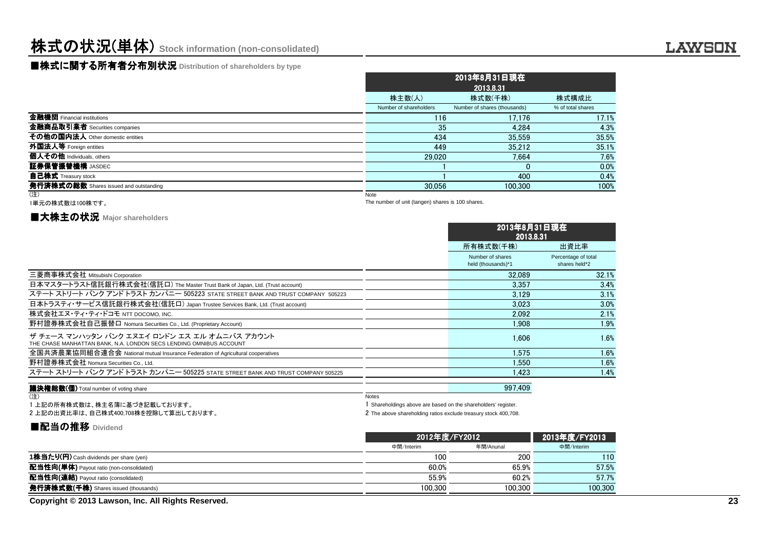# 株式の状況(単体) Stock information (non-consolidated)

## ■株式に関する所有者分布別状況 Distribution of shareholders by type

| | 2013年8月31日現在 2013.8.31 | | |
|---|---|---|---|
| | 株主数(人) Number of shareholders | 株式数(千株) Number of shares (thousands) | 株式構成比 % of total shares |
| **金融機関** Financial institutions | 116 | 17,176 | 17.1% |
| **金融商品取引業者** Securities companies | 35 | 4,284 | 4.3% |
| **その他の国内法人** Other domestic entities | 434 | 35,559 | 35.5% |
| **外国法人等** Foreign entities | 449 | 35,212 | 35.1% |
| **個人その他** Individuals, others | 29,020 | 7,664 | 7.6% |
| **証券保管振替機構** JASDEC | 1 | 0 | 0.0% |
| **自己株式** Treasury stock | 1 | 400 | 0.4% |
| **発行済株式の総数** Shares issued and outstanding | 30,056 | 100,300 | 100% |

(注)
1単元の株式数は100株です。

Note
The number of unit (tangen) shares is 100 shares.

## ■大株主の状況 Major shareholders

| | 2013年8月31日現在 2013.8.31 | |
|---|---|---|
| | 所有株式数(千株) Number of shares held (thousands)*1 | 出資比率 Percentage of total shares held*2 |
| 三菱商事株式会社 Mitsubishi Corporation | 32,089 | 32.1% |
| 日本マスタートラスト信託銀行株式会社(信託口) The Master Trust Bank of Japan, Ltd. (Trust account) | 3,357 | 3.4% |
| ステート ストリート バンク アンド トラスト カンパニー 505223 STATE STREET BANK AND TRUST COMPANY 505223 | 3,129 | 3.1% |
| 日本トラスティ・サービス信託銀行株式会社(信託口) Japan Trustee Services Bank, Ltd. (Trust account) | 3,023 | 3.0% |
| 株式会社エヌ・ティ・ティ・ドコモ NTT DOCOMO, INC. | 2,092 | 2.1% |
| 野村證券株式会社自己振替口 Nomura Securities Co., Ltd. (Proprietary Account) | 1,908 | 1.9% |
| ザ チェース マンハッタン バンク エヌエイ ロンドン エス エル オムニバス アカウント THE CHASE MANHATTAN BANK, N.A. LONDON SECS LENDING OMNIBUS ACCOUNT | 1,606 | 1.6% |
| 全国共済農業協同組合連合会 National mutual Insurance Federation of Agricultural cooperatives | 1,575 | 1.6% |
| 野村證券株式会社 Nomura Securities Co., Ltd. | 1,550 | 1.6% |
| ステート ストリート バンク アンド トラスト カンパニー 505225 STATE STREET BANK AND TRUST COMPANY 505225 | 1,423 | 1.4% |
| **議決権総数(個)** Total number of voting share | 997,409 | |

(注)
1 上記の所有株式数は、株主名簿に基づき記載しております。
2 上記の出資比率は、自己株式400,708株を控除して算出しております。

Notes
1 Shareholdings above are based on the shareholders' register.
2 The above shareholding ratios exclude treasury stock 400,708.

## ■配当の推移 Dividend

| | 2012年度/FY2012 | | 2013年度/FY2013 |
|---|---|---|---|
| | 中間/Interim | 年間/Anunal | 中間/Interim |
| **1株当たり(円)** Cash dividends per share (yen) | 100 | 200 | 110 |
| **配当性向(単体)** Payout ratio (non-consolidated) | 60.0% | 65.9% | 57.5% |
| **配当性向(連結)** Payout ratio (consolidated) | 55.9% | 60.2% | 57.7% |
| **発行済株式数(千株)** Shares issued (thousands) | 100,300 | 100,300 | 100,300 |